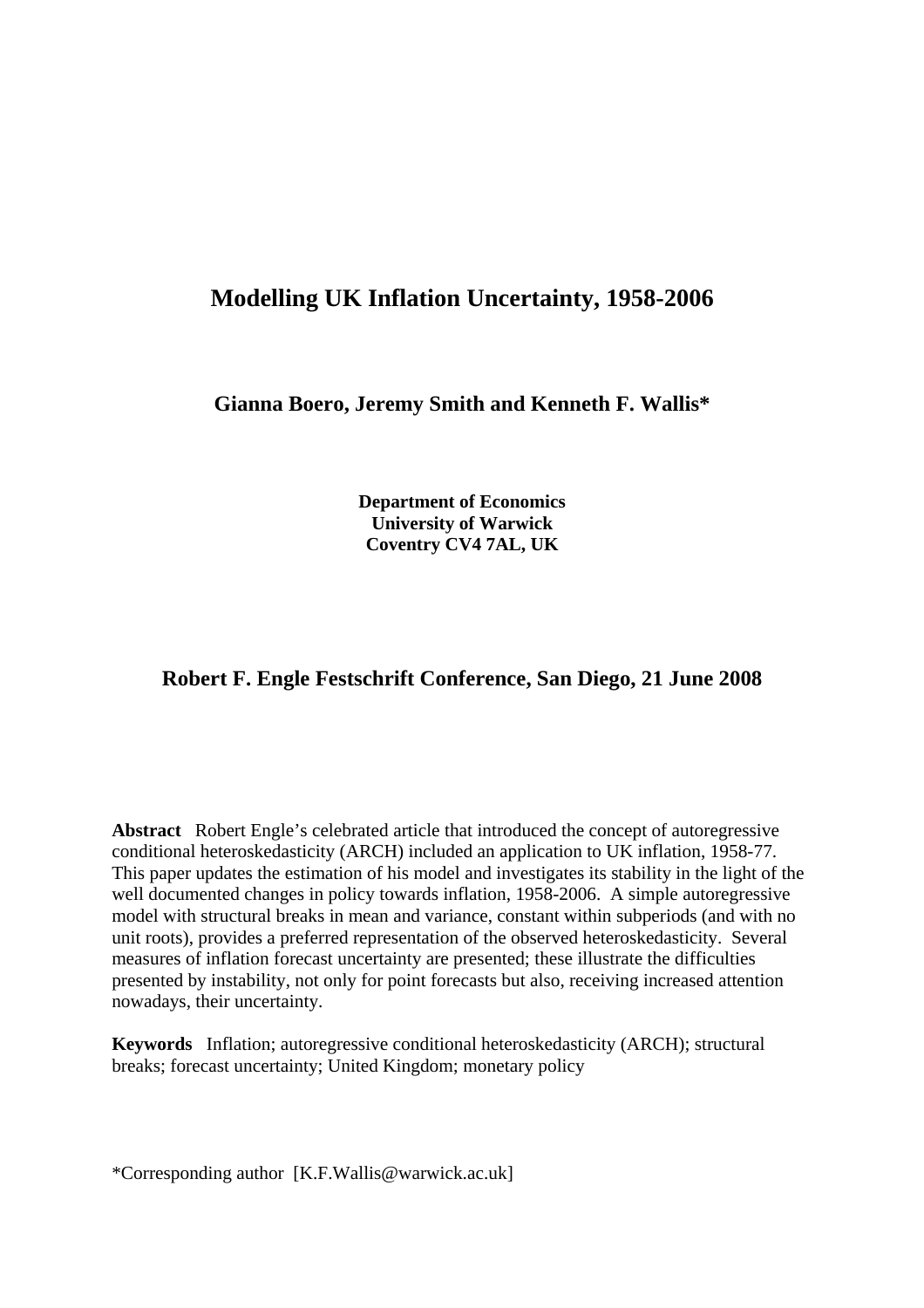# Modelling UK Inflation Uncertainty, 1958-2006

**Gianna Boero, Jeremy Smith and Kenneth F. Wallis***

**Department of Economics**
**University of Warwick**
**Coventry CV4 7AL, UK**

**Robert F. Engle Festschrift Conference, San Diego, 21 June 2008**

**Abstract** Robert Engle's celebrated article that introduced the concept of autoregressive conditional heteroskedasticity (ARCH) included an application to UK inflation, 1958-77. This paper updates the estimation of his model and investigates its stability in the light of the well documented changes in policy towards inflation, 1958-2006. A simple autoregressive model with structural breaks in mean and variance, constant within subperiods (and with no unit roots), provides a preferred representation of the observed heteroskedasticity. Several measures of inflation forecast uncertainty are presented; these illustrate the difficulties presented by instability, not only for point forecasts but also, receiving increased attention nowadays, their uncertainty.

**Keywords** Inflation; autoregressive conditional heteroskedasticity (ARCH); structural breaks; forecast uncertainty; United Kingdom; monetary policy

*Corresponding author [K.F.Wallis@warwick.ac.uk]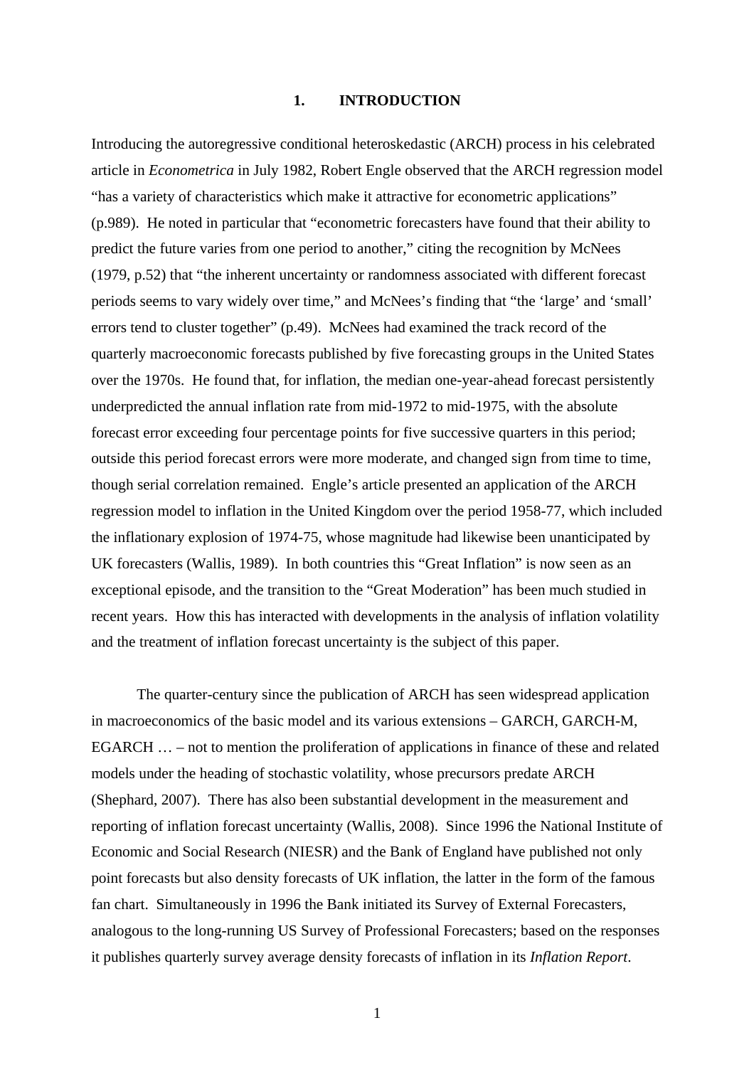## 1. INTRODUCTION

Introducing the autoregressive conditional heteroskedastic (ARCH) process in his celebrated article in *Econometrica* in July 1982, Robert Engle observed that the ARCH regression model "has a variety of characteristics which make it attractive for econometric applications" (p.989). He noted in particular that "econometric forecasters have found that their ability to predict the future varies from one period to another," citing the recognition by McNees (1979, p.52) that "the inherent uncertainty or randomness associated with different forecast periods seems to vary widely over time," and McNees's finding that "the 'large' and 'small' errors tend to cluster together" (p.49). McNees had examined the track record of the quarterly macroeconomic forecasts published by five forecasting groups in the United States over the 1970s. He found that, for inflation, the median one-year-ahead forecast persistently underpredicted the annual inflation rate from mid-1972 to mid-1975, with the absolute forecast error exceeding four percentage points for five successive quarters in this period; outside this period forecast errors were more moderate, and changed sign from time to time, though serial correlation remained. Engle's article presented an application of the ARCH regression model to inflation in the United Kingdom over the period 1958-77, which included the inflationary explosion of 1974-75, whose magnitude had likewise been unanticipated by UK forecasters (Wallis, 1989). In both countries this "Great Inflation" is now seen as an exceptional episode, and the transition to the "Great Moderation" has been much studied in recent years. How this has interacted with developments in the analysis of inflation volatility and the treatment of inflation forecast uncertainty is the subject of this paper.

The quarter-century since the publication of ARCH has seen widespread application in macroeconomics of the basic model and its various extensions – GARCH, GARCH-M, EGARCH … – not to mention the proliferation of applications in finance of these and related models under the heading of stochastic volatility, whose precursors predate ARCH (Shephard, 2007). There has also been substantial development in the measurement and reporting of inflation forecast uncertainty (Wallis, 2008). Since 1996 the National Institute of Economic and Social Research (NIESR) and the Bank of England have published not only point forecasts but also density forecasts of UK inflation, the latter in the form of the famous fan chart. Simultaneously in 1996 the Bank initiated its Survey of External Forecasters, analogous to the long-running US Survey of Professional Forecasters; based on the responses it publishes quarterly survey average density forecasts of inflation in its *Inflation Report*.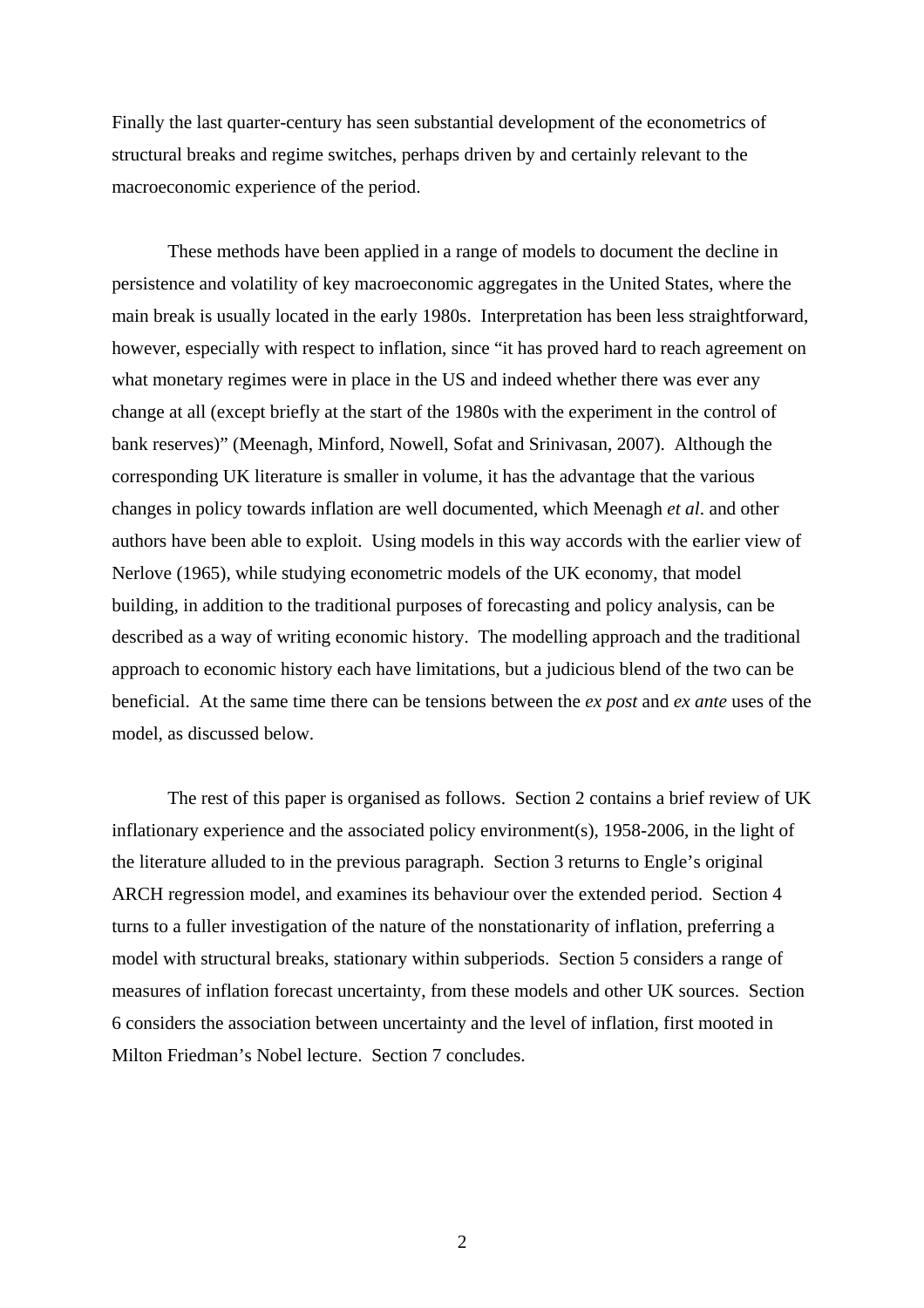Finally the last quarter-century has seen substantial development of the econometrics of structural breaks and regime switches, perhaps driven by and certainly relevant to the macroeconomic experience of the period.

These methods have been applied in a range of models to document the decline in persistence and volatility of key macroeconomic aggregates in the United States, where the main break is usually located in the early 1980s. Interpretation has been less straightforward, however, especially with respect to inflation, since "it has proved hard to reach agreement on what monetary regimes were in place in the US and indeed whether there was ever any change at all (except briefly at the start of the 1980s with the experiment in the control of bank reserves)" (Meenagh, Minford, Nowell, Sofat and Srinivasan, 2007). Although the corresponding UK literature is smaller in volume, it has the advantage that the various changes in policy towards inflation are well documented, which Meenagh *et al*. and other authors have been able to exploit. Using models in this way accords with the earlier view of Nerlove (1965), while studying econometric models of the UK economy, that model building, in addition to the traditional purposes of forecasting and policy analysis, can be described as a way of writing economic history. The modelling approach and the traditional approach to economic history each have limitations, but a judicious blend of the two can be beneficial. At the same time there can be tensions between the *ex post* and *ex ante* uses of the model, as discussed below.

The rest of this paper is organised as follows. Section 2 contains a brief review of UK inflationary experience and the associated policy environment(s), 1958-2006, in the light of the literature alluded to in the previous paragraph. Section 3 returns to Engle's original ARCH regression model, and examines its behaviour over the extended period. Section 4 turns to a fuller investigation of the nature of the nonstationarity of inflation, preferring a model with structural breaks, stationary within subperiods. Section 5 considers a range of measures of inflation forecast uncertainty, from these models and other UK sources. Section 6 considers the association between uncertainty and the level of inflation, first mooted in Milton Friedman's Nobel lecture. Section 7 concludes.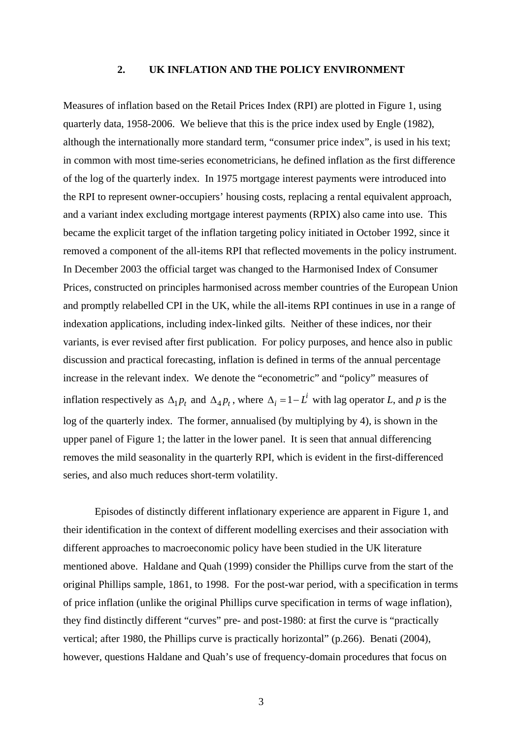## 2. UK INFLATION AND THE POLICY ENVIRONMENT

Measures of inflation based on the Retail Prices Index (RPI) are plotted in Figure 1, using quarterly data, 1958-2006. We believe that this is the price index used by Engle (1982), although the internationally more standard term, "consumer price index", is used in his text; in common with most time-series econometricians, he defined inflation as the first difference of the log of the quarterly index. In 1975 mortgage interest payments were introduced into the RPI to represent owner-occupiers' housing costs, replacing a rental equivalent approach, and a variant index excluding mortgage interest payments (RPIX) also came into use. This became the explicit target of the inflation targeting policy initiated in October 1992, since it removed a component of the all-items RPI that reflected movements in the policy instrument. In December 2003 the official target was changed to the Harmonised Index of Consumer Prices, constructed on principles harmonised across member countries of the European Union and promptly relabelled CPI in the UK, while the all-items RPI continues in use in a range of indexation applications, including index-linked gilts. Neither of these indices, nor their variants, is ever revised after first publication. For policy purposes, and hence also in public discussion and practical forecasting, inflation is defined in terms of the annual percentage increase in the relevant index. We denote the "econometric" and "policy" measures of inflation respectively as $\Delta_1 p_t$ and $\Delta_4 p_t$, where $\Delta_i = 1 - L^i$ with lag operator *L*, and *p* is the log of the quarterly index. The former, annualised (by multiplying by 4), is shown in the upper panel of Figure 1; the latter in the lower panel. It is seen that annual differencing removes the mild seasonality in the quarterly RPI, which is evident in the first-differenced series, and also much reduces short-term volatility.

Episodes of distinctly different inflationary experience are apparent in Figure 1, and their identification in the context of different modelling exercises and their association with different approaches to macroeconomic policy have been studied in the UK literature mentioned above. Haldane and Quah (1999) consider the Phillips curve from the start of the original Phillips sample, 1861, to 1998. For the post-war period, with a specification in terms of price inflation (unlike the original Phillips curve specification in terms of wage inflation), they find distinctly different "curves" pre- and post-1980: at first the curve is "practically vertical; after 1980, the Phillips curve is practically horizontal" (p.266). Benati (2004), however, questions Haldane and Quah's use of frequency-domain procedures that focus on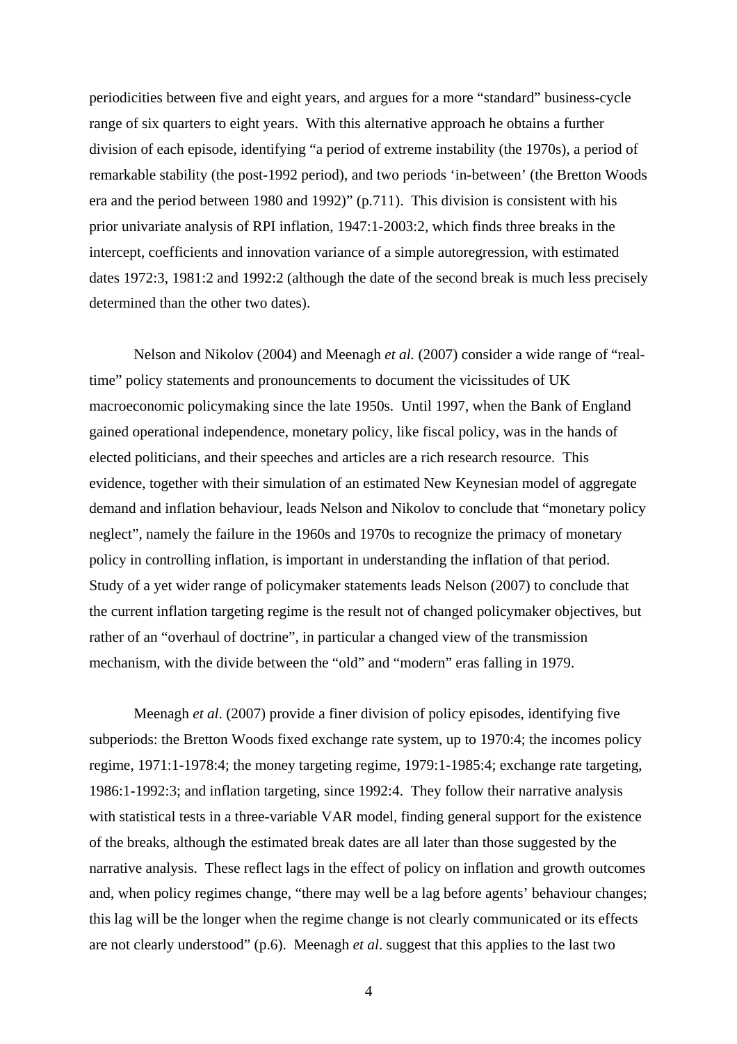periodicities between five and eight years, and argues for a more "standard" business-cycle range of six quarters to eight years. With this alternative approach he obtains a further division of each episode, identifying "a period of extreme instability (the 1970s), a period of remarkable stability (the post-1992 period), and two periods 'in-between' (the Bretton Woods era and the period between 1980 and 1992)" (p.711). This division is consistent with his prior univariate analysis of RPI inflation, 1947:1-2003:2, which finds three breaks in the intercept, coefficients and innovation variance of a simple autoregression, with estimated dates 1972:3, 1981:2 and 1992:2 (although the date of the second break is much less precisely determined than the other two dates).

Nelson and Nikolov (2004) and Meenagh *et al.* (2007) consider a wide range of "real-time" policy statements and pronouncements to document the vicissitudes of UK macroeconomic policymaking since the late 1950s. Until 1997, when the Bank of England gained operational independence, monetary policy, like fiscal policy, was in the hands of elected politicians, and their speeches and articles are a rich research resource. This evidence, together with their simulation of an estimated New Keynesian model of aggregate demand and inflation behaviour, leads Nelson and Nikolov to conclude that "monetary policy neglect", namely the failure in the 1960s and 1970s to recognize the primacy of monetary policy in controlling inflation, is important in understanding the inflation of that period. Study of a yet wider range of policymaker statements leads Nelson (2007) to conclude that the current inflation targeting regime is the result not of changed policymaker objectives, but rather of an "overhaul of doctrine", in particular a changed view of the transmission mechanism, with the divide between the "old" and "modern" eras falling in 1979.

Meenagh *et al*. (2007) provide a finer division of policy episodes, identifying five subperiods: the Bretton Woods fixed exchange rate system, up to 1970:4; the incomes policy regime, 1971:1-1978:4; the money targeting regime, 1979:1-1985:4; exchange rate targeting, 1986:1-1992:3; and inflation targeting, since 1992:4. They follow their narrative analysis with statistical tests in a three-variable VAR model, finding general support for the existence of the breaks, although the estimated break dates are all later than those suggested by the narrative analysis. These reflect lags in the effect of policy on inflation and growth outcomes and, when policy regimes change, "there may well be a lag before agents' behaviour changes; this lag will be the longer when the regime change is not clearly communicated or its effects are not clearly understood" (p.6). Meenagh *et al*. suggest that this applies to the last two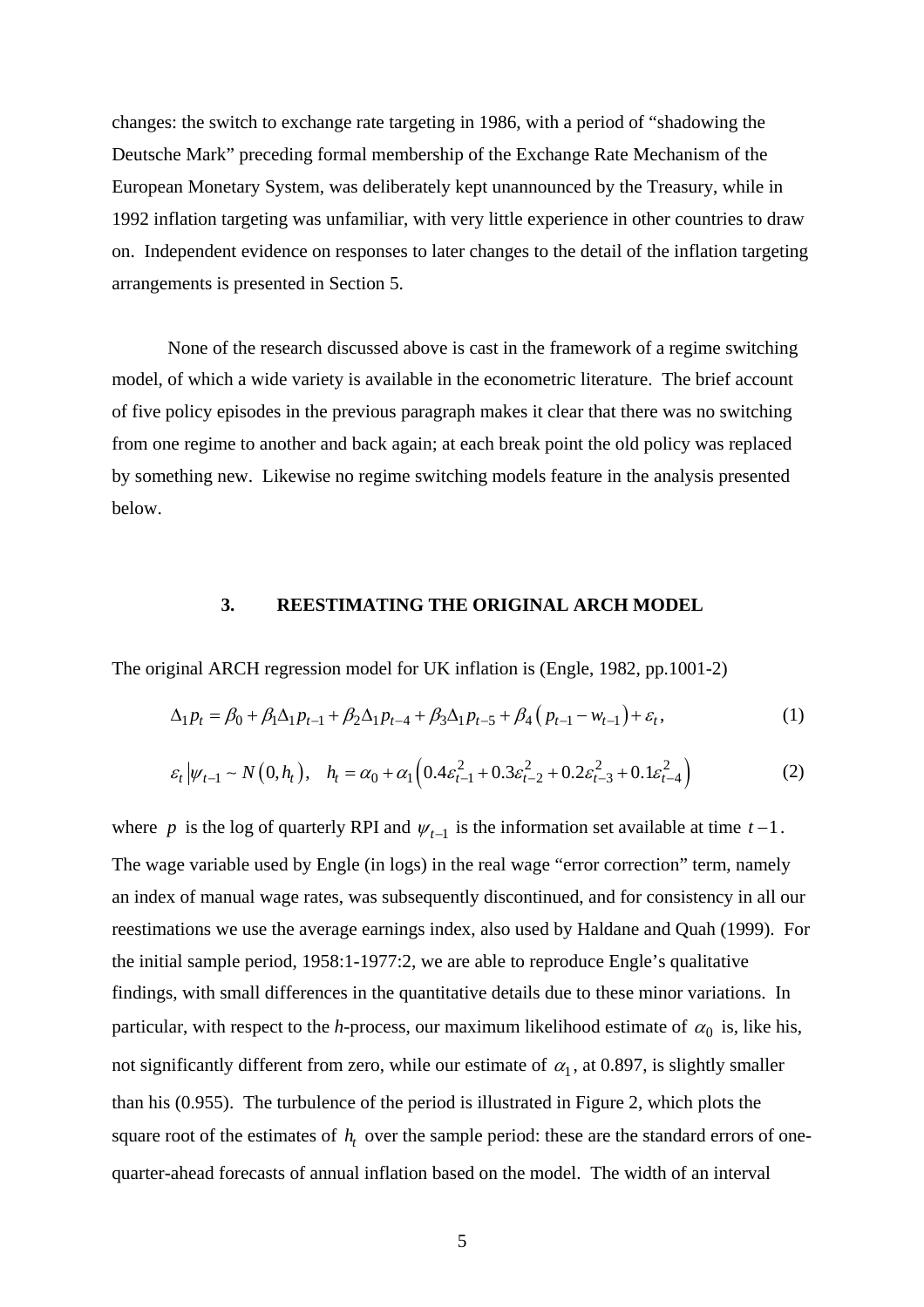changes: the switch to exchange rate targeting in 1986, with a period of "shadowing the Deutsche Mark" preceding formal membership of the Exchange Rate Mechanism of the European Monetary System, was deliberately kept unannounced by the Treasury, while in 1992 inflation targeting was unfamiliar, with very little experience in other countries to draw on. Independent evidence on responses to later changes to the detail of the inflation targeting arrangements is presented in Section 5.

None of the research discussed above is cast in the framework of a regime switching model, of which a wide variety is available in the econometric literature. The brief account of five policy episodes in the previous paragraph makes it clear that there was no switching from one regime to another and back again; at each break point the old policy was replaced by something new. Likewise no regime switching models feature in the analysis presented below.

## 3. REESTIMATING THE ORIGINAL ARCH MODEL

The original ARCH regression model for UK inflation is (Engle, 1982, pp.1001-2)

$$\Delta_1 p_t = \beta_0 + \beta_1 \Delta_1 p_{t-1} + \beta_2 \Delta_1 p_{t-4} + \beta_3 \Delta_1 p_{t-5} + \beta_4 \left( p_{t-1} - w_{t-1} \right) + \varepsilon_t , \tag{1}$$

$$\varepsilon_t \left| \psi_{t-1} \sim N\left(0, h_t\right), \quad h_t = \alpha_0 + \alpha_1 \left( 0.4\varepsilon_{t-1}^2 + 0.3\varepsilon_{t-2}^2 + 0.2\varepsilon_{t-3}^2 + 0.1\varepsilon_{t-4}^2 \right) \right. \tag{2}$$

where $p$ is the log of quarterly RPI and $\psi_{t-1}$ is the information set available at time $t-1$. The wage variable used by Engle (in logs) in the real wage "error correction" term, namely an index of manual wage rates, was subsequently discontinued, and for consistency in all our reestimations we use the average earnings index, also used by Haldane and Quah (1999). For the initial sample period, 1958:1-1977:2, we are able to reproduce Engle's qualitative findings, with small differences in the quantitative details due to these minor variations. In particular, with respect to the *h*-process, our maximum likelihood estimate of $\alpha_0$ is, like his, not significantly different from zero, while our estimate of $\alpha_1$, at 0.897, is slightly smaller than his (0.955). The turbulence of the period is illustrated in Figure 2, which plots the square root of the estimates of $h_t$ over the sample period: these are the standard errors of one-quarter-ahead forecasts of annual inflation based on the model. The width of an interval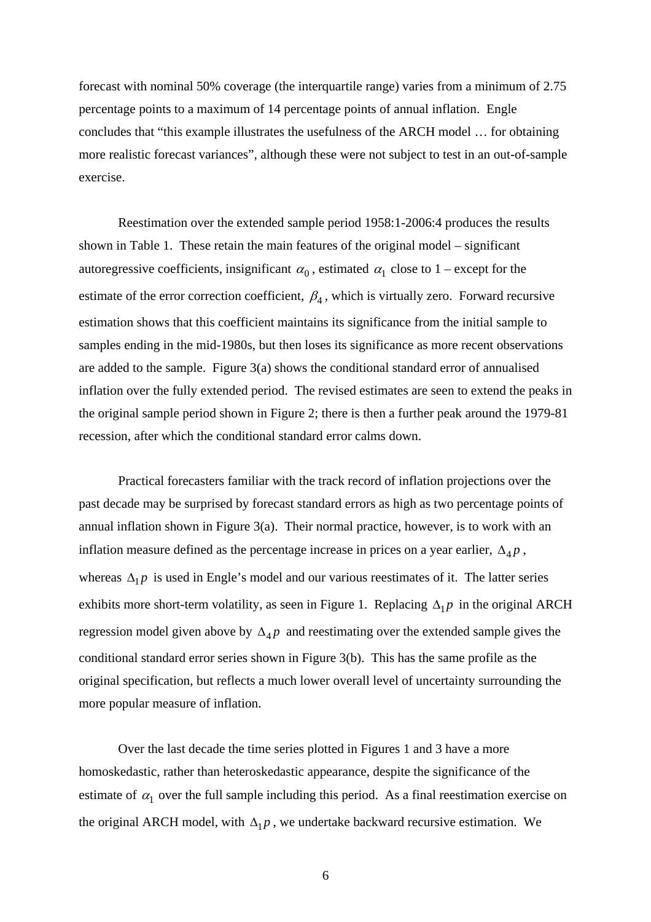forecast with nominal 50% coverage (the interquartile range) varies from a minimum of 2.75 percentage points to a maximum of 14 percentage points of annual inflation. Engle concludes that "this example illustrates the usefulness of the ARCH model … for obtaining more realistic forecast variances", although these were not subject to test in an out-of-sample exercise.

Reestimation over the extended sample period 1958:1-2006:4 produces the results shown in Table 1. These retain the main features of the original model – significant autoregressive coefficients, insignificant $\alpha_0$, estimated $\alpha_1$ close to 1 – except for the estimate of the error correction coefficient, $\beta_4$, which is virtually zero. Forward recursive estimation shows that this coefficient maintains its significance from the initial sample to samples ending in the mid-1980s, but then loses its significance as more recent observations are added to the sample. Figure 3(a) shows the conditional standard error of annualised inflation over the fully extended period. The revised estimates are seen to extend the peaks in the original sample period shown in Figure 2; there is then a further peak around the 1979-81 recession, after which the conditional standard error calms down.

Practical forecasters familiar with the track record of inflation projections over the past decade may be surprised by forecast standard errors as high as two percentage points of annual inflation shown in Figure 3(a). Their normal practice, however, is to work with an inflation measure defined as the percentage increase in prices on a year earlier, $\Delta_4 p$, whereas $\Delta_1 p$ is used in Engle's model and our various reestimates of it. The latter series exhibits more short-term volatility, as seen in Figure 1. Replacing $\Delta_1 p$ in the original ARCH regression model given above by $\Delta_4 p$ and reestimating over the extended sample gives the conditional standard error series shown in Figure 3(b). This has the same profile as the original specification, but reflects a much lower overall level of uncertainty surrounding the more popular measure of inflation.

Over the last decade the time series plotted in Figures 1 and 3 have a more homoskedastic, rather than heteroskedastic appearance, despite the significance of the estimate of $\alpha_1$ over the full sample including this period. As a final reestimation exercise on the original ARCH model, with $\Delta_1 p$, we undertake backward recursive estimation. We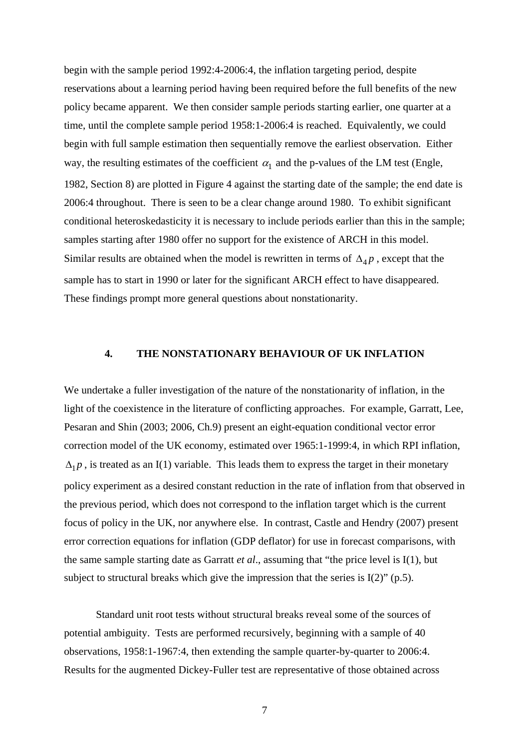begin with the sample period 1992:4-2006:4, the inflation targeting period, despite reservations about a learning period having been required before the full benefits of the new policy became apparent. We then consider sample periods starting earlier, one quarter at a time, until the complete sample period 1958:1-2006:4 is reached. Equivalently, we could begin with full sample estimation then sequentially remove the earliest observation. Either way, the resulting estimates of the coefficient $\alpha_1$ and the p-values of the LM test (Engle, 1982, Section 8) are plotted in Figure 4 against the starting date of the sample; the end date is 2006:4 throughout. There is seen to be a clear change around 1980. To exhibit significant conditional heteroskedasticity it is necessary to include periods earlier than this in the sample; samples starting after 1980 offer no support for the existence of ARCH in this model. Similar results are obtained when the model is rewritten in terms of $\Delta_4 p$, except that the sample has to start in 1990 or later for the significant ARCH effect to have disappeared. These findings prompt more general questions about nonstationarity.

## 4. THE NONSTATIONARY BEHAVIOUR OF UK INFLATION

We undertake a fuller investigation of the nature of the nonstationarity of inflation, in the light of the coexistence in the literature of conflicting approaches. For example, Garratt, Lee, Pesaran and Shin (2003; 2006, Ch.9) present an eight-equation conditional vector error correction model of the UK economy, estimated over 1965:1-1999:4, in which RPI inflation, $\Delta_1 p$, is treated as an I(1) variable. This leads them to express the target in their monetary policy experiment as a desired constant reduction in the rate of inflation from that observed in the previous period, which does not correspond to the inflation target which is the current focus of policy in the UK, nor anywhere else. In contrast, Castle and Hendry (2007) present error correction equations for inflation (GDP deflator) for use in forecast comparisons, with the same sample starting date as Garratt *et al*., assuming that "the price level is I(1), but subject to structural breaks which give the impression that the series is I(2)" (p.5).

Standard unit root tests without structural breaks reveal some of the sources of potential ambiguity. Tests are performed recursively, beginning with a sample of 40 observations, 1958:1-1967:4, then extending the sample quarter-by-quarter to 2006:4. Results for the augmented Dickey-Fuller test are representative of those obtained across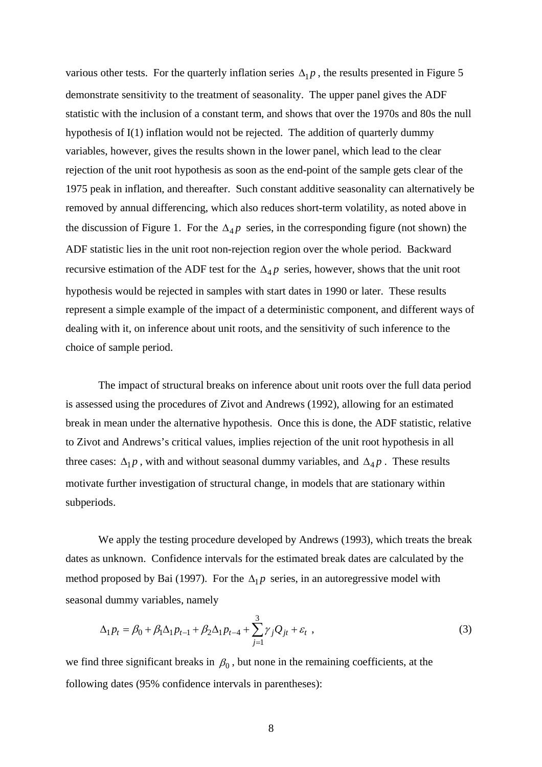various other tests. For the quarterly inflation series $\Delta_1 p$, the results presented in Figure 5 demonstrate sensitivity to the treatment of seasonality. The upper panel gives the ADF statistic with the inclusion of a constant term, and shows that over the 1970s and 80s the null hypothesis of I(1) inflation would not be rejected. The addition of quarterly dummy variables, however, gives the results shown in the lower panel, which lead to the clear rejection of the unit root hypothesis as soon as the end-point of the sample gets clear of the 1975 peak in inflation, and thereafter. Such constant additive seasonality can alternatively be removed by annual differencing, which also reduces short-term volatility, as noted above in the discussion of Figure 1. For the $\Delta_4 p$ series, in the corresponding figure (not shown) the ADF statistic lies in the unit root non-rejection region over the whole period. Backward recursive estimation of the ADF test for the $\Delta_4 p$ series, however, shows that the unit root hypothesis would be rejected in samples with start dates in 1990 or later. These results represent a simple example of the impact of a deterministic component, and different ways of dealing with it, on inference about unit roots, and the sensitivity of such inference to the choice of sample period.

The impact of structural breaks on inference about unit roots over the full data period is assessed using the procedures of Zivot and Andrews (1992), allowing for an estimated break in mean under the alternative hypothesis. Once this is done, the ADF statistic, relative to Zivot and Andrews's critical values, implies rejection of the unit root hypothesis in all three cases: $\Delta_1 p$, with and without seasonal dummy variables, and $\Delta_4 p$. These results motivate further investigation of structural change, in models that are stationary within subperiods.

We apply the testing procedure developed by Andrews (1993), which treats the break dates as unknown. Confidence intervals for the estimated break dates are calculated by the method proposed by Bai (1997). For the $\Delta_1 p$ series, in an autoregressive model with seasonal dummy variables, namely

$$\Delta_1 p_t = \beta_0 + \beta_1 \Delta_1 p_{t-1} + \beta_2 \Delta_1 p_{t-4} + \sum_{j=1}^{3} \gamma_j Q_{jt} + \varepsilon_t \ , \tag{3}$$

we find three significant breaks in $\beta_0$, but none in the remaining coefficients, at the following dates (95% confidence intervals in parentheses):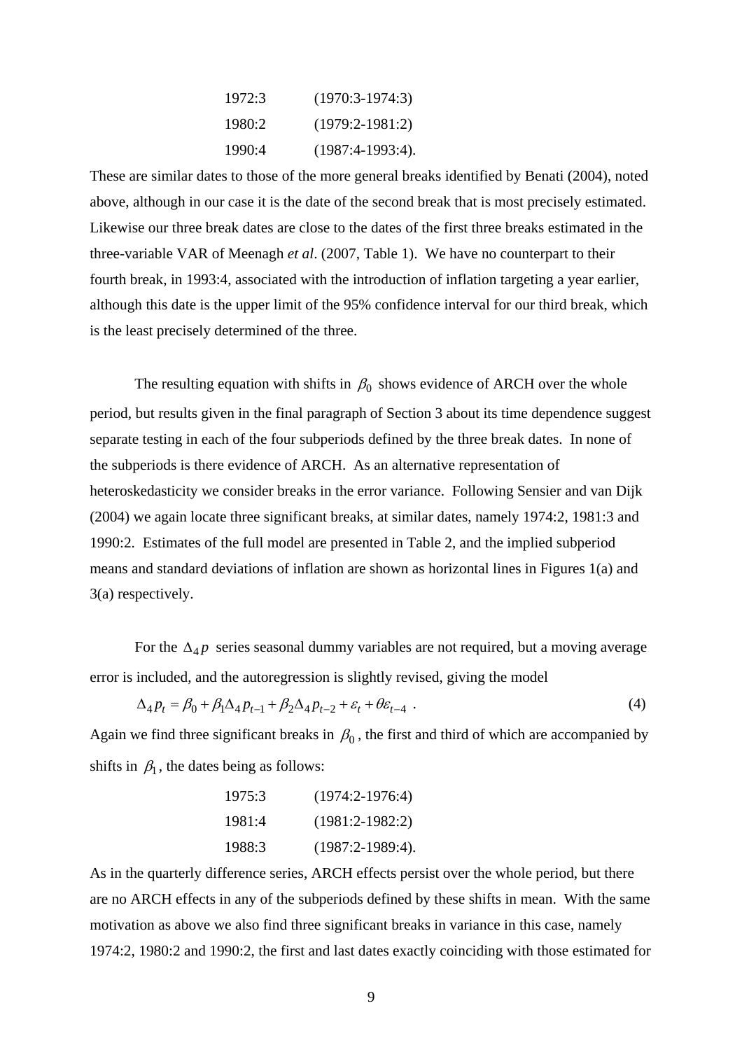1972:3 (1970:3-1974:3)

1980:2 (1979:2-1981:2)

1990:4 (1987:4-1993:4).

These are similar dates to those of the more general breaks identified by Benati (2004), noted above, although in our case it is the date of the second break that is most precisely estimated. Likewise our three break dates are close to the dates of the first three breaks estimated in the three-variable VAR of Meenagh *et al*. (2007, Table 1). We have no counterpart to their fourth break, in 1993:4, associated with the introduction of inflation targeting a year earlier, although this date is the upper limit of the 95% confidence interval for our third break, which is the least precisely determined of the three.

The resulting equation with shifts in $\beta_0$ shows evidence of ARCH over the whole period, but results given in the final paragraph of Section 3 about its time dependence suggest separate testing in each of the four subperiods defined by the three break dates. In none of the subperiods is there evidence of ARCH. As an alternative representation of heteroskedasticity we consider breaks in the error variance. Following Sensier and van Dijk (2004) we again locate three significant breaks, at similar dates, namely 1974:2, 1981:3 and 1990:2. Estimates of the full model are presented in Table 2, and the implied subperiod means and standard deviations of inflation are shown as horizontal lines in Figures 1(a) and 3(a) respectively.

For the $\Delta_4 p$ series seasonal dummy variables are not required, but a moving average error is included, and the autoregression is slightly revised, giving the model

$$\Delta_4 p_t = \beta_0 + \beta_1 \Delta_4 p_{t-1} + \beta_2 \Delta_4 p_{t-2} + \varepsilon_t + \theta\varepsilon_{t-4} \ . \tag{4}$$

Again we find three significant breaks in $\beta_0$, the first and third of which are accompanied by shifts in $\beta_1$, the dates being as follows:

1975:3 (1974:2-1976:4)

1981:4 (1981:2-1982:2)

1988:3 (1987:2-1989:4).

As in the quarterly difference series, ARCH effects persist over the whole period, but there are no ARCH effects in any of the subperiods defined by these shifts in mean. With the same motivation as above we also find three significant breaks in variance in this case, namely 1974:2, 1980:2 and 1990:2, the first and last dates exactly coinciding with those estimated for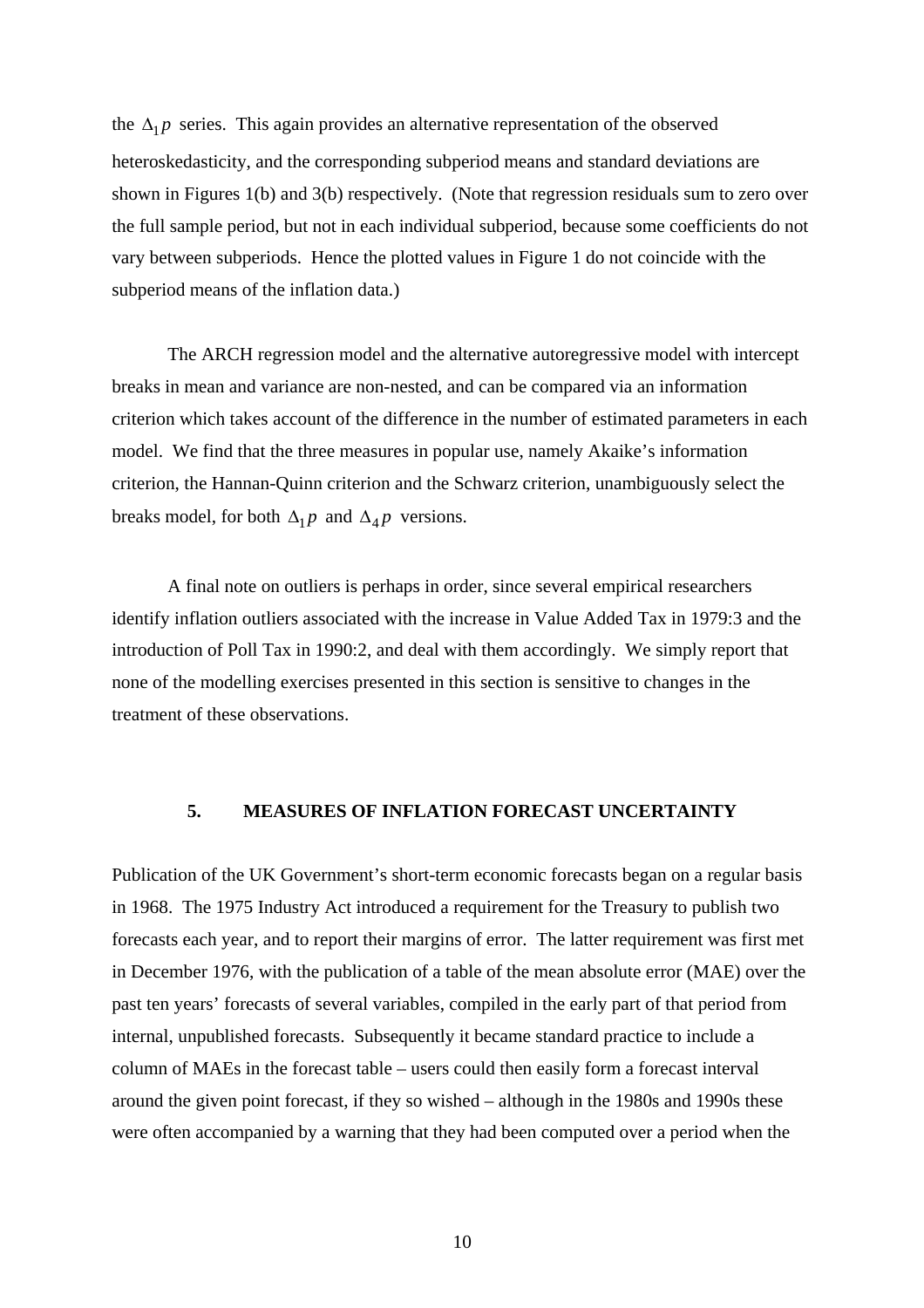the $\Delta_1 p$ series. This again provides an alternative representation of the observed heteroskedasticity, and the corresponding subperiod means and standard deviations are shown in Figures 1(b) and 3(b) respectively. (Note that regression residuals sum to zero over the full sample period, but not in each individual subperiod, because some coefficients do not vary between subperiods. Hence the plotted values in Figure 1 do not coincide with the subperiod means of the inflation data.)

The ARCH regression model and the alternative autoregressive model with intercept breaks in mean and variance are non-nested, and can be compared via an information criterion which takes account of the difference in the number of estimated parameters in each model. We find that the three measures in popular use, namely Akaike's information criterion, the Hannan-Quinn criterion and the Schwarz criterion, unambiguously select the breaks model, for both $\Delta_1 p$ and $\Delta_4 p$ versions.

A final note on outliers is perhaps in order, since several empirical researchers identify inflation outliers associated with the increase in Value Added Tax in 1979:3 and the introduction of Poll Tax in 1990:2, and deal with them accordingly. We simply report that none of the modelling exercises presented in this section is sensitive to changes in the treatment of these observations.

## 5. MEASURES OF INFLATION FORECAST UNCERTAINTY

Publication of the UK Government's short-term economic forecasts began on a regular basis in 1968. The 1975 Industry Act introduced a requirement for the Treasury to publish two forecasts each year, and to report their margins of error. The latter requirement was first met in December 1976, with the publication of a table of the mean absolute error (MAE) over the past ten years' forecasts of several variables, compiled in the early part of that period from internal, unpublished forecasts. Subsequently it became standard practice to include a column of MAEs in the forecast table – users could then easily form a forecast interval around the given point forecast, if they so wished – although in the 1980s and 1990s these were often accompanied by a warning that they had been computed over a period when the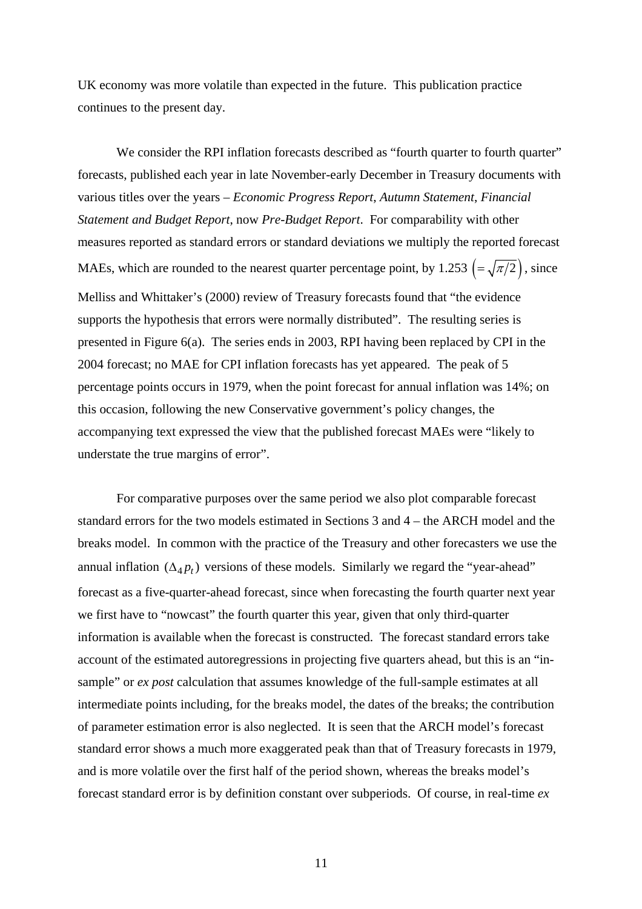UK economy was more volatile than expected in the future. This publication practice continues to the present day.

We consider the RPI inflation forecasts described as "fourth quarter to fourth quarter" forecasts, published each year in late November-early December in Treasury documents with various titles over the years – *Economic Progress Report*, *Autumn Statement*, *Financial Statement and Budget Report*, now *Pre-Budget Report*. For comparability with other measures reported as standard errors or standard deviations we multiply the reported forecast MAEs, which are rounded to the nearest quarter percentage point, by 1.253 $\left(=\sqrt{\pi/2}\right)$, since Melliss and Whittaker's (2000) review of Treasury forecasts found that "the evidence supports the hypothesis that errors were normally distributed". The resulting series is presented in Figure 6(a). The series ends in 2003, RPI having been replaced by CPI in the 2004 forecast; no MAE for CPI inflation forecasts has yet appeared. The peak of 5 percentage points occurs in 1979, when the point forecast for annual inflation was 14%; on this occasion, following the new Conservative government's policy changes, the accompanying text expressed the view that the published forecast MAEs were "likely to understate the true margins of error".

For comparative purposes over the same period we also plot comparable forecast standard errors for the two models estimated in Sections 3 and 4 – the ARCH model and the breaks model. In common with the practice of the Treasury and other forecasters we use the annual inflation $(\Delta_4 p_t)$ versions of these models. Similarly we regard the "year-ahead" forecast as a five-quarter-ahead forecast, since when forecasting the fourth quarter next year we first have to "nowcast" the fourth quarter this year, given that only third-quarter information is available when the forecast is constructed. The forecast standard errors take account of the estimated autoregressions in projecting five quarters ahead, but this is an "in-sample" or *ex post* calculation that assumes knowledge of the full-sample estimates at all intermediate points including, for the breaks model, the dates of the breaks; the contribution of parameter estimation error is also neglected. It is seen that the ARCH model's forecast standard error shows a much more exaggerated peak than that of Treasury forecasts in 1979, and is more volatile over the first half of the period shown, whereas the breaks model's forecast standard error is by definition constant over subperiods. Of course, in real-time *ex*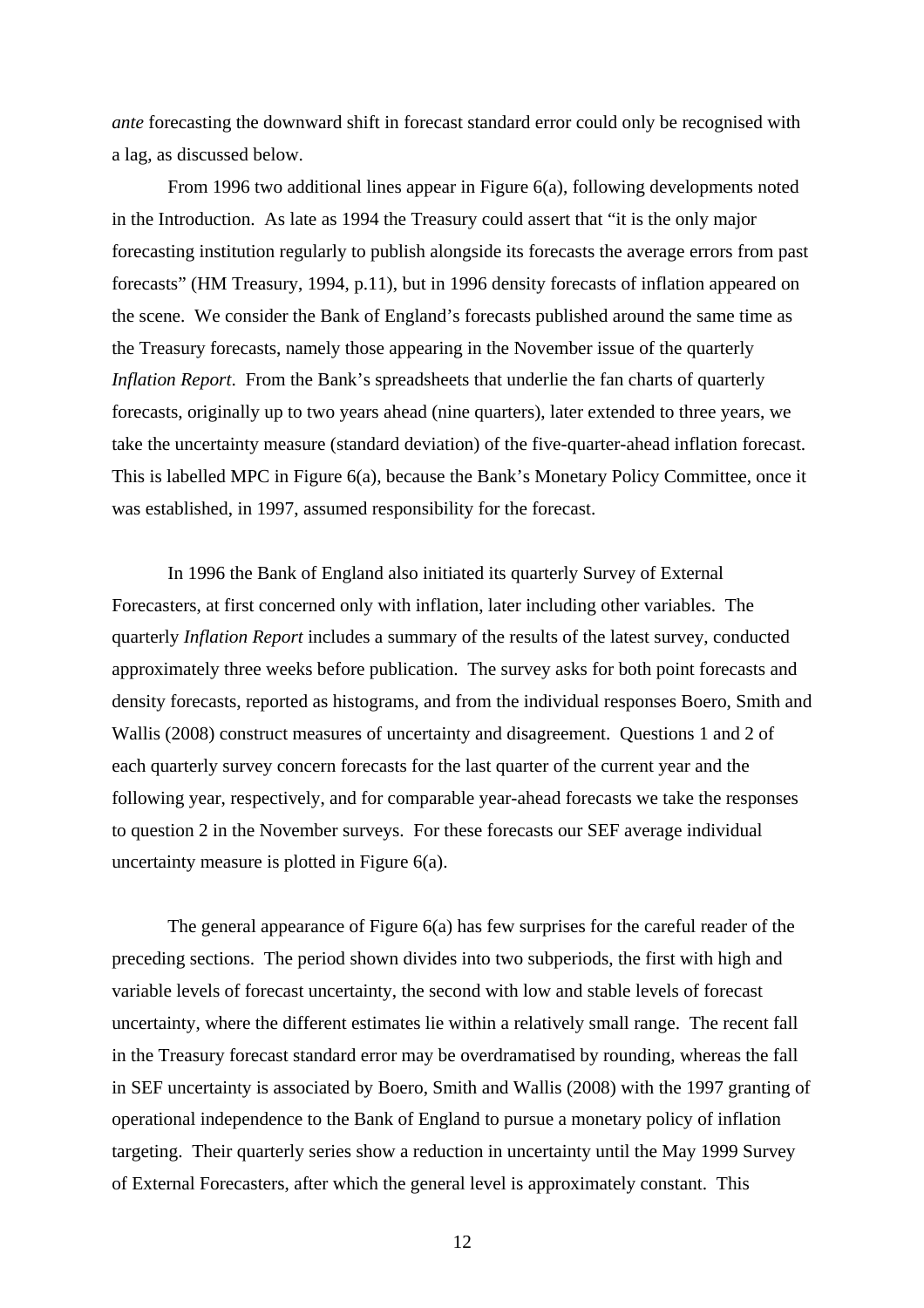*ante* forecasting the downward shift in forecast standard error could only be recognised with a lag, as discussed below.

From 1996 two additional lines appear in Figure 6(a), following developments noted in the Introduction. As late as 1994 the Treasury could assert that "it is the only major forecasting institution regularly to publish alongside its forecasts the average errors from past forecasts" (HM Treasury, 1994, p.11), but in 1996 density forecasts of inflation appeared on the scene. We consider the Bank of England's forecasts published around the same time as the Treasury forecasts, namely those appearing in the November issue of the quarterly *Inflation Report*. From the Bank's spreadsheets that underlie the fan charts of quarterly forecasts, originally up to two years ahead (nine quarters), later extended to three years, we take the uncertainty measure (standard deviation) of the five-quarter-ahead inflation forecast. This is labelled MPC in Figure 6(a), because the Bank's Monetary Policy Committee, once it was established, in 1997, assumed responsibility for the forecast.

In 1996 the Bank of England also initiated its quarterly Survey of External Forecasters, at first concerned only with inflation, later including other variables. The quarterly *Inflation Report* includes a summary of the results of the latest survey, conducted approximately three weeks before publication. The survey asks for both point forecasts and density forecasts, reported as histograms, and from the individual responses Boero, Smith and Wallis (2008) construct measures of uncertainty and disagreement. Questions 1 and 2 of each quarterly survey concern forecasts for the last quarter of the current year and the following year, respectively, and for comparable year-ahead forecasts we take the responses to question 2 in the November surveys. For these forecasts our SEF average individual uncertainty measure is plotted in Figure 6(a).

The general appearance of Figure 6(a) has few surprises for the careful reader of the preceding sections. The period shown divides into two subperiods, the first with high and variable levels of forecast uncertainty, the second with low and stable levels of forecast uncertainty, where the different estimates lie within a relatively small range. The recent fall in the Treasury forecast standard error may be overdramatised by rounding, whereas the fall in SEF uncertainty is associated by Boero, Smith and Wallis (2008) with the 1997 granting of operational independence to the Bank of England to pursue a monetary policy of inflation targeting. Their quarterly series show a reduction in uncertainty until the May 1999 Survey of External Forecasters, after which the general level is approximately constant. This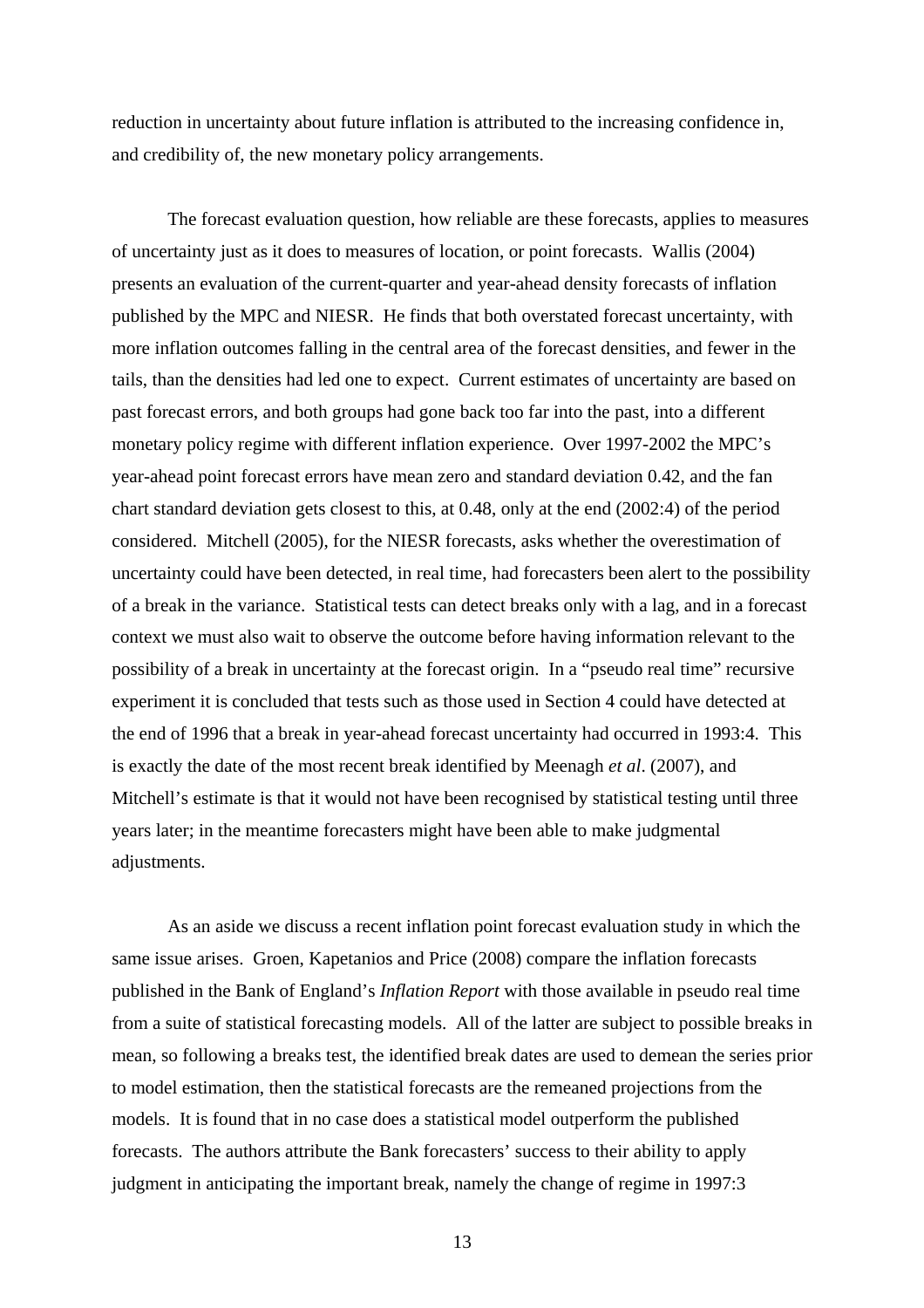reduction in uncertainty about future inflation is attributed to the increasing confidence in, and credibility of, the new monetary policy arrangements.

The forecast evaluation question, how reliable are these forecasts, applies to measures of uncertainty just as it does to measures of location, or point forecasts. Wallis (2004) presents an evaluation of the current-quarter and year-ahead density forecasts of inflation published by the MPC and NIESR. He finds that both overstated forecast uncertainty, with more inflation outcomes falling in the central area of the forecast densities, and fewer in the tails, than the densities had led one to expect. Current estimates of uncertainty are based on past forecast errors, and both groups had gone back too far into the past, into a different monetary policy regime with different inflation experience. Over 1997-2002 the MPC's year-ahead point forecast errors have mean zero and standard deviation 0.42, and the fan chart standard deviation gets closest to this, at 0.48, only at the end (2002:4) of the period considered. Mitchell (2005), for the NIESR forecasts, asks whether the overestimation of uncertainty could have been detected, in real time, had forecasters been alert to the possibility of a break in the variance. Statistical tests can detect breaks only with a lag, and in a forecast context we must also wait to observe the outcome before having information relevant to the possibility of a break in uncertainty at the forecast origin. In a "pseudo real time" recursive experiment it is concluded that tests such as those used in Section 4 could have detected at the end of 1996 that a break in year-ahead forecast uncertainty had occurred in 1993:4. This is exactly the date of the most recent break identified by Meenagh *et al*. (2007), and Mitchell's estimate is that it would not have been recognised by statistical testing until three years later; in the meantime forecasters might have been able to make judgmental adjustments.

As an aside we discuss a recent inflation point forecast evaluation study in which the same issue arises. Groen, Kapetanios and Price (2008) compare the inflation forecasts published in the Bank of England's *Inflation Report* with those available in pseudo real time from a suite of statistical forecasting models. All of the latter are subject to possible breaks in mean, so following a breaks test, the identified break dates are used to demean the series prior to model estimation, then the statistical forecasts are the remeaned projections from the models. It is found that in no case does a statistical model outperform the published forecasts. The authors attribute the Bank forecasters' success to their ability to apply judgment in anticipating the important break, namely the change of regime in 1997:3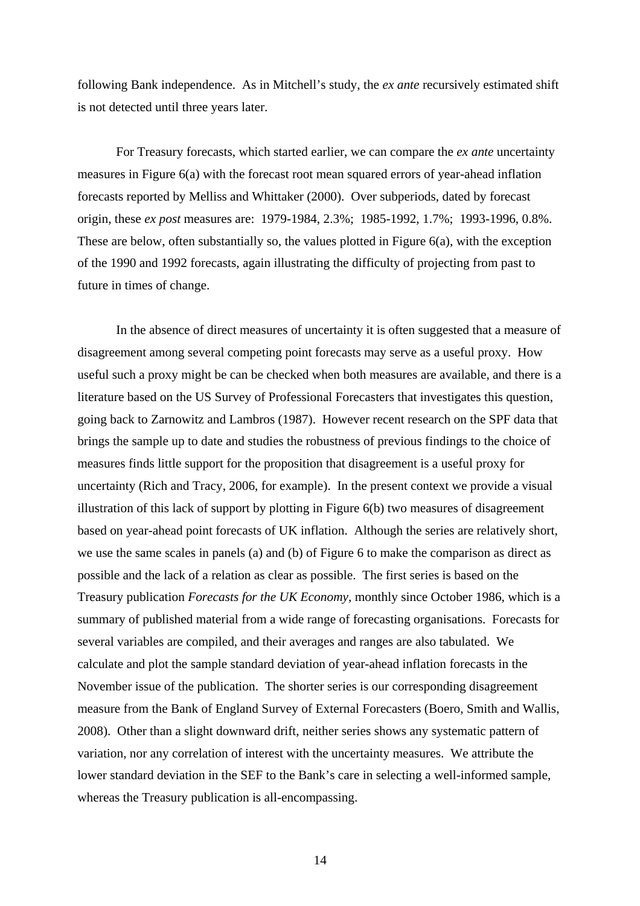following Bank independence. As in Mitchell's study, the *ex ante* recursively estimated shift is not detected until three years later.

For Treasury forecasts, which started earlier, we can compare the *ex ante* uncertainty measures in Figure 6(a) with the forecast root mean squared errors of year-ahead inflation forecasts reported by Melliss and Whittaker (2000). Over subperiods, dated by forecast origin, these *ex post* measures are: 1979-1984, 2.3%; 1985-1992, 1.7%; 1993-1996, 0.8%. These are below, often substantially so, the values plotted in Figure 6(a), with the exception of the 1990 and 1992 forecasts, again illustrating the difficulty of projecting from past to future in times of change.

In the absence of direct measures of uncertainty it is often suggested that a measure of disagreement among several competing point forecasts may serve as a useful proxy. How useful such a proxy might be can be checked when both measures are available, and there is a literature based on the US Survey of Professional Forecasters that investigates this question, going back to Zarnowitz and Lambros (1987). However recent research on the SPF data that brings the sample up to date and studies the robustness of previous findings to the choice of measures finds little support for the proposition that disagreement is a useful proxy for uncertainty (Rich and Tracy, 2006, for example). In the present context we provide a visual illustration of this lack of support by plotting in Figure 6(b) two measures of disagreement based on year-ahead point forecasts of UK inflation. Although the series are relatively short, we use the same scales in panels (a) and (b) of Figure 6 to make the comparison as direct as possible and the lack of a relation as clear as possible. The first series is based on the Treasury publication *Forecasts for the UK Economy*, monthly since October 1986, which is a summary of published material from a wide range of forecasting organisations. Forecasts for several variables are compiled, and their averages and ranges are also tabulated. We calculate and plot the sample standard deviation of year-ahead inflation forecasts in the November issue of the publication. The shorter series is our corresponding disagreement measure from the Bank of England Survey of External Forecasters (Boero, Smith and Wallis, 2008). Other than a slight downward drift, neither series shows any systematic pattern of variation, nor any correlation of interest with the uncertainty measures. We attribute the lower standard deviation in the SEF to the Bank's care in selecting a well-informed sample, whereas the Treasury publication is all-encompassing.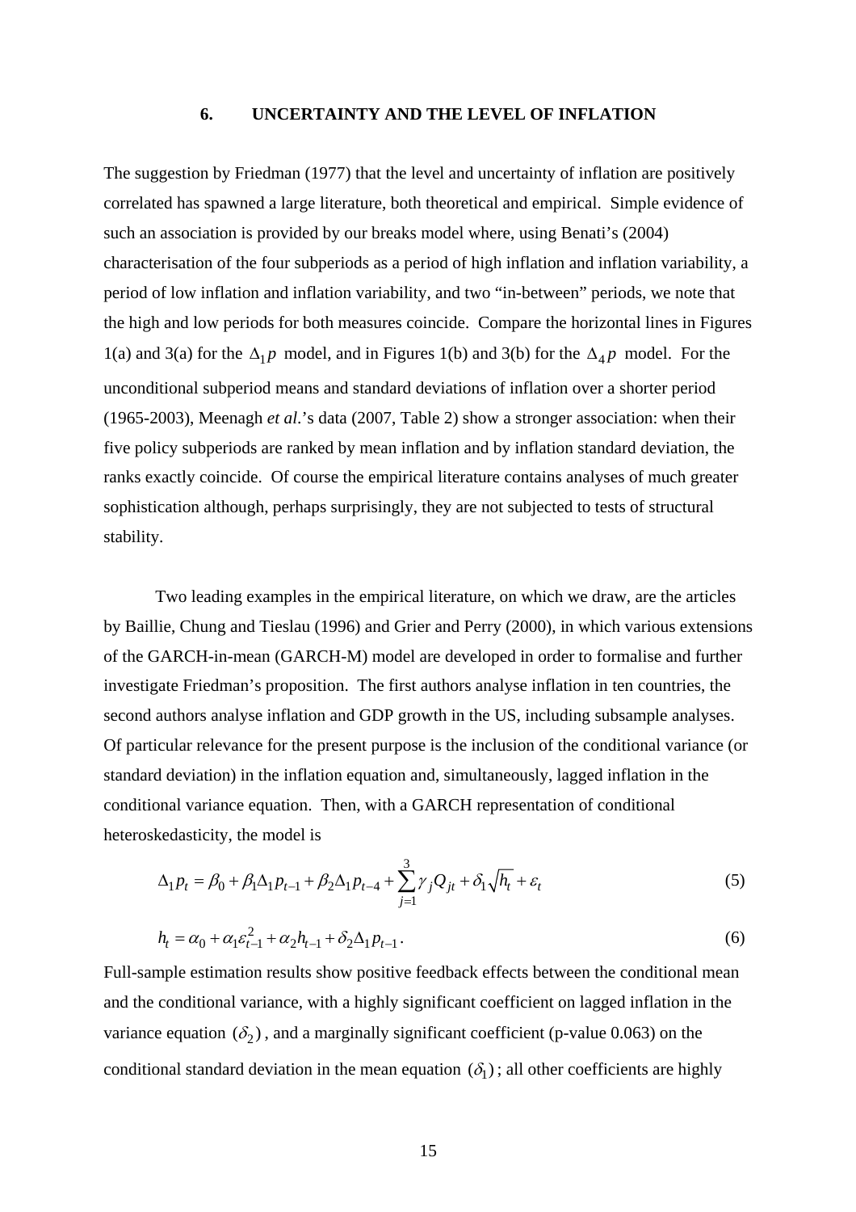## 6. UNCERTAINTY AND THE LEVEL OF INFLATION

The suggestion by Friedman (1977) that the level and uncertainty of inflation are positively correlated has spawned a large literature, both theoretical and empirical. Simple evidence of such an association is provided by our breaks model where, using Benati's (2004) characterisation of the four subperiods as a period of high inflation and inflation variability, a period of low inflation and inflation variability, and two "in-between" periods, we note that the high and low periods for both measures coincide. Compare the horizontal lines in Figures 1(a) and 3(a) for the $\Delta_1 p$ model, and in Figures 1(b) and 3(b) for the $\Delta_4 p$ model. For the unconditional subperiod means and standard deviations of inflation over a shorter period (1965-2003), Meenagh *et al.*'s data (2007, Table 2) show a stronger association: when their five policy subperiods are ranked by mean inflation and by inflation standard deviation, the ranks exactly coincide. Of course the empirical literature contains analyses of much greater sophistication although, perhaps surprisingly, they are not subjected to tests of structural stability.

Two leading examples in the empirical literature, on which we draw, are the articles by Baillie, Chung and Tieslau (1996) and Grier and Perry (2000), in which various extensions of the GARCH-in-mean (GARCH-M) model are developed in order to formalise and further investigate Friedman's proposition. The first authors analyse inflation in ten countries, the second authors analyse inflation and GDP growth in the US, including subsample analyses. Of particular relevance for the present purpose is the inclusion of the conditional variance (or standard deviation) in the inflation equation and, simultaneously, lagged inflation in the conditional variance equation. Then, with a GARCH representation of conditional heteroskedasticity, the model is

$$\Delta_1 p_t = \beta_0 + \beta_1 \Delta_1 p_{t-1} + \beta_2 \Delta_1 p_{t-4} + \sum_{j=1}^{3} \gamma_j Q_{jt} + \delta_1 \sqrt{h_t} + \varepsilon_t \tag{5}$$

$$h_t = \alpha_0 + \alpha_1 \varepsilon_{t-1}^2 + \alpha_2 h_{t-1} + \delta_2 \Delta_1 p_{t-1}. \tag{6}$$

Full-sample estimation results show positive feedback effects between the conditional mean and the conditional variance, with a highly significant coefficient on lagged inflation in the variance equation $(\delta_2)$, and a marginally significant coefficient (p-value 0.063) on the conditional standard deviation in the mean equation $(\delta_1)$; all other coefficients are highly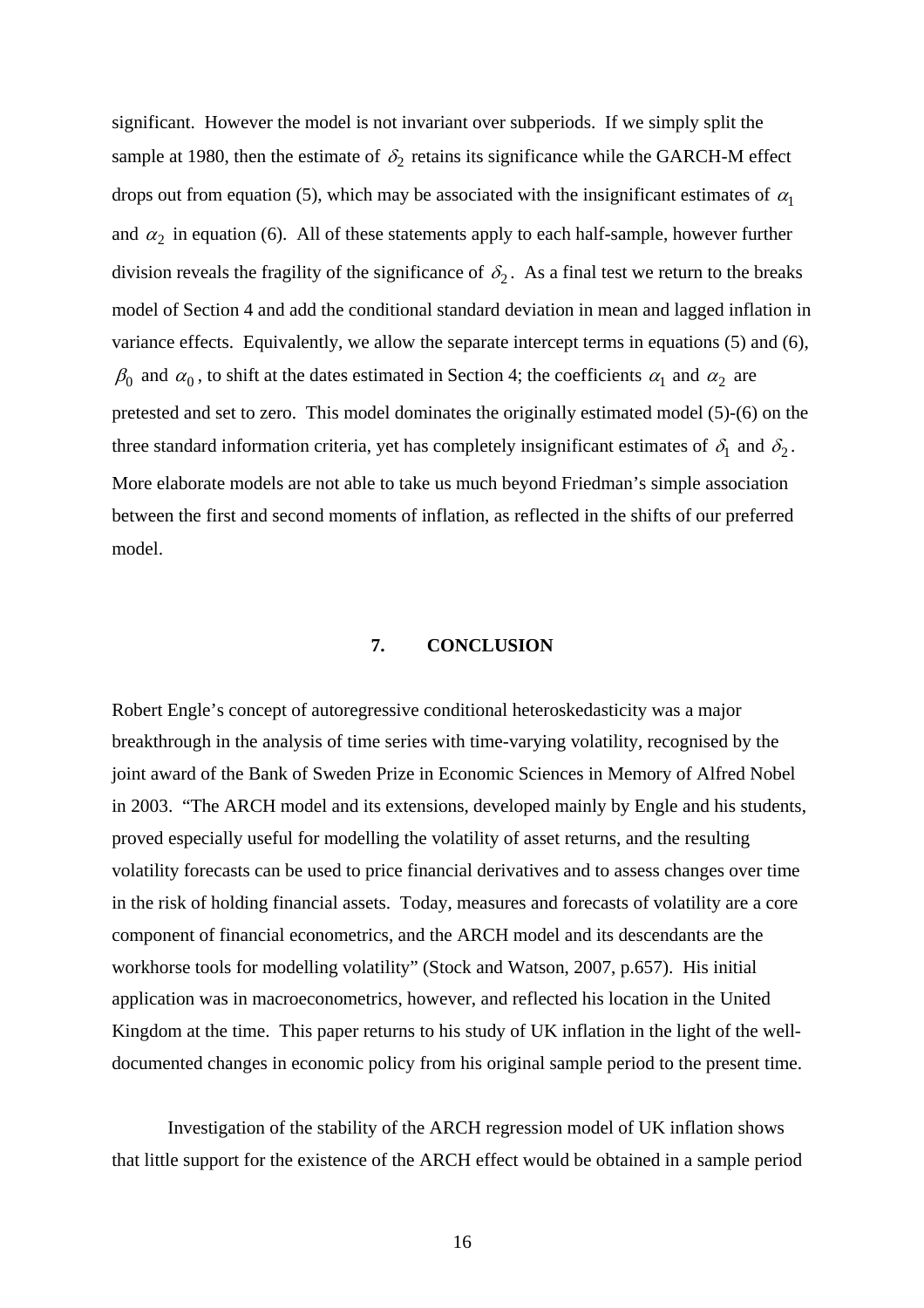significant. However the model is not invariant over subperiods. If we simply split the sample at 1980, then the estimate of $\delta_2$ retains its significance while the GARCH-M effect drops out from equation (5), which may be associated with the insignificant estimates of $\alpha_1$ and $\alpha_2$ in equation (6). All of these statements apply to each half-sample, however further division reveals the fragility of the significance of $\delta_2$. As a final test we return to the breaks model of Section 4 and add the conditional standard deviation in mean and lagged inflation in variance effects. Equivalently, we allow the separate intercept terms in equations (5) and (6), $\beta_0$ and $\alpha_0$, to shift at the dates estimated in Section 4; the coefficients $\alpha_1$ and $\alpha_2$ are pretested and set to zero. This model dominates the originally estimated model (5)-(6) on the three standard information criteria, yet has completely insignificant estimates of $\delta_1$ and $\delta_2$. More elaborate models are not able to take us much beyond Friedman's simple association between the first and second moments of inflation, as reflected in the shifts of our preferred model.

## 7. CONCLUSION

Robert Engle's concept of autoregressive conditional heteroskedasticity was a major breakthrough in the analysis of time series with time-varying volatility, recognised by the joint award of the Bank of Sweden Prize in Economic Sciences in Memory of Alfred Nobel in 2003. "The ARCH model and its extensions, developed mainly by Engle and his students, proved especially useful for modelling the volatility of asset returns, and the resulting volatility forecasts can be used to price financial derivatives and to assess changes over time in the risk of holding financial assets. Today, measures and forecasts of volatility are a core component of financial econometrics, and the ARCH model and its descendants are the workhorse tools for modelling volatility" (Stock and Watson, 2007, p.657). His initial application was in macroeconometrics, however, and reflected his location in the United Kingdom at the time. This paper returns to his study of UK inflation in the light of the well-documented changes in economic policy from his original sample period to the present time.

Investigation of the stability of the ARCH regression model of UK inflation shows that little support for the existence of the ARCH effect would be obtained in a sample period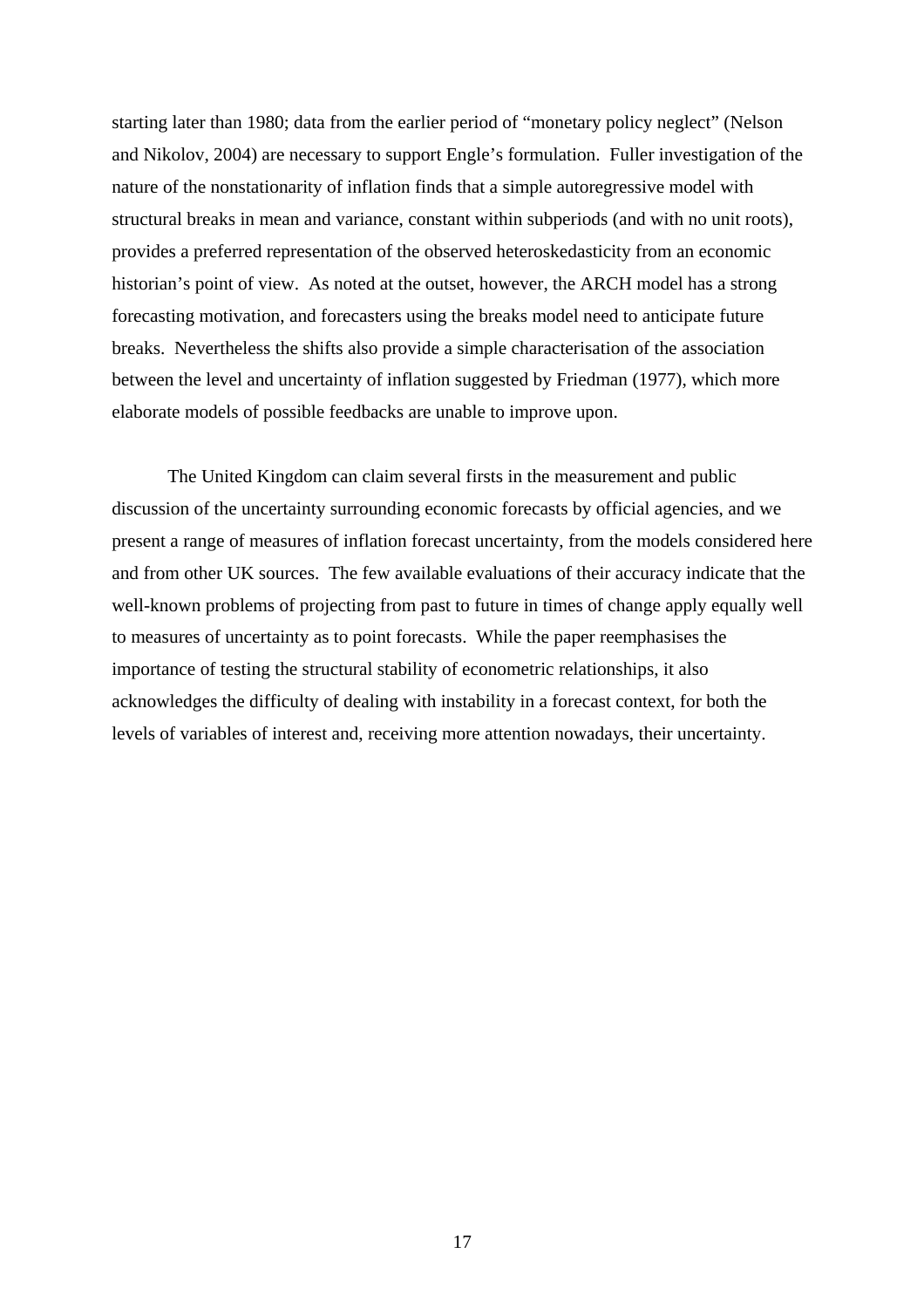starting later than 1980; data from the earlier period of "monetary policy neglect" (Nelson and Nikolov, 2004) are necessary to support Engle's formulation. Fuller investigation of the nature of the nonstationarity of inflation finds that a simple autoregressive model with structural breaks in mean and variance, constant within subperiods (and with no unit roots), provides a preferred representation of the observed heteroskedasticity from an economic historian's point of view. As noted at the outset, however, the ARCH model has a strong forecasting motivation, and forecasters using the breaks model need to anticipate future breaks. Nevertheless the shifts also provide a simple characterisation of the association between the level and uncertainty of inflation suggested by Friedman (1977), which more elaborate models of possible feedbacks are unable to improve upon.

The United Kingdom can claim several firsts in the measurement and public discussion of the uncertainty surrounding economic forecasts by official agencies, and we present a range of measures of inflation forecast uncertainty, from the models considered here and from other UK sources. The few available evaluations of their accuracy indicate that the well-known problems of projecting from past to future in times of change apply equally well to measures of uncertainty as to point forecasts. While the paper reemphasises the importance of testing the structural stability of econometric relationships, it also acknowledges the difficulty of dealing with instability in a forecast context, for both the levels of variables of interest and, receiving more attention nowadays, their uncertainty.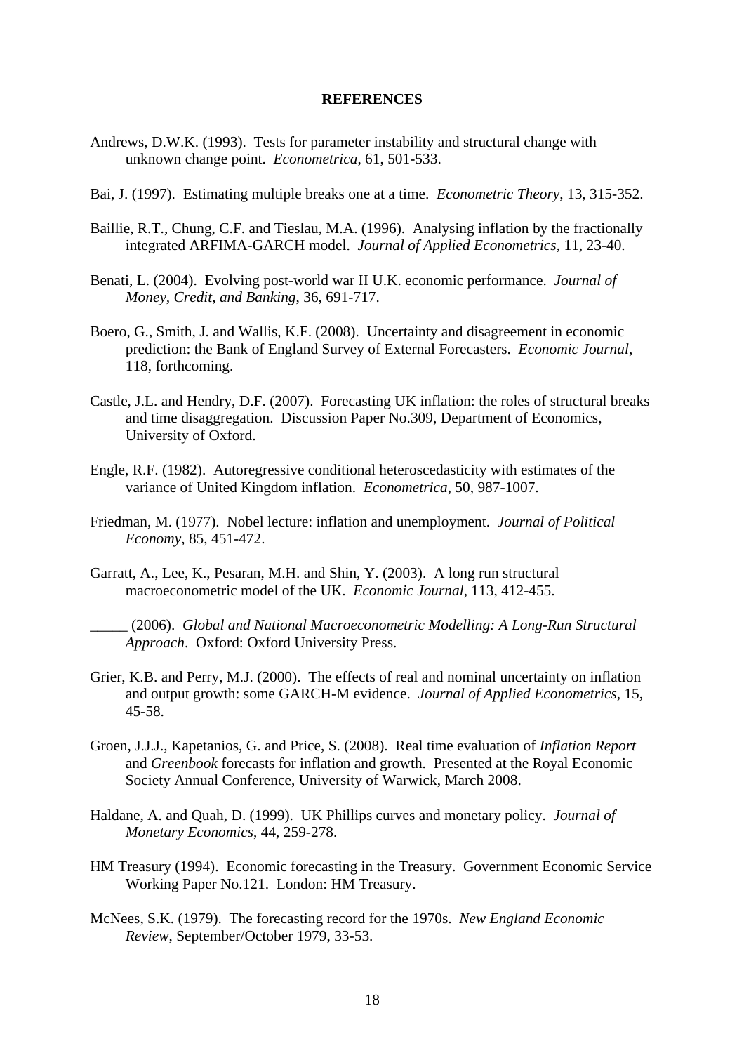## REFERENCES

Andrews, D.W.K. (1993). Tests for parameter instability and structural change with unknown change point. *Econometrica*, 61, 501-533.

Bai, J. (1997). Estimating multiple breaks one at a time. *Econometric Theory*, 13, 315-352.

Baillie, R.T., Chung, C.F. and Tieslau, M.A. (1996). Analysing inflation by the fractionally integrated ARFIMA-GARCH model. *Journal of Applied Econometrics*, 11, 23-40.

Benati, L. (2004). Evolving post-world war II U.K. economic performance. *Journal of Money, Credit, and Banking*, 36, 691-717.

Boero, G., Smith, J. and Wallis, K.F. (2008). Uncertainty and disagreement in economic prediction: the Bank of England Survey of External Forecasters. *Economic Journal*, 118, forthcoming.

Castle, J.L. and Hendry, D.F. (2007). Forecasting UK inflation: the roles of structural breaks and time disaggregation. Discussion Paper No.309, Department of Economics, University of Oxford.

Engle, R.F. (1982). Autoregressive conditional heteroscedasticity with estimates of the variance of United Kingdom inflation. *Econometrica*, 50, 987-1007.

Friedman, M. (1977). Nobel lecture: inflation and unemployment. *Journal of Political Economy*, 85, 451-472.

Garratt, A., Lee, K., Pesaran, M.H. and Shin, Y. (2003). A long run structural macroeconometric model of the UK. *Economic Journal*, 113, 412-455.

_____ (2006). *Global and National Macroeconometric Modelling: A Long-Run Structural Approach*. Oxford: Oxford University Press.

Grier, K.B. and Perry, M.J. (2000). The effects of real and nominal uncertainty on inflation and output growth: some GARCH-M evidence. *Journal of Applied Econometrics*, 15, 45-58.

Groen, J.J.J., Kapetanios, G. and Price, S. (2008). Real time evaluation of *Inflation Report* and *Greenbook* forecasts for inflation and growth. Presented at the Royal Economic Society Annual Conference, University of Warwick, March 2008.

Haldane, A. and Quah, D. (1999). UK Phillips curves and monetary policy. *Journal of Monetary Economics*, 44, 259-278.

HM Treasury (1994). Economic forecasting in the Treasury. Government Economic Service Working Paper No.121. London: HM Treasury.

McNees, S.K. (1979). The forecasting record for the 1970s. *New England Economic Review*, September/October 1979, 33-53.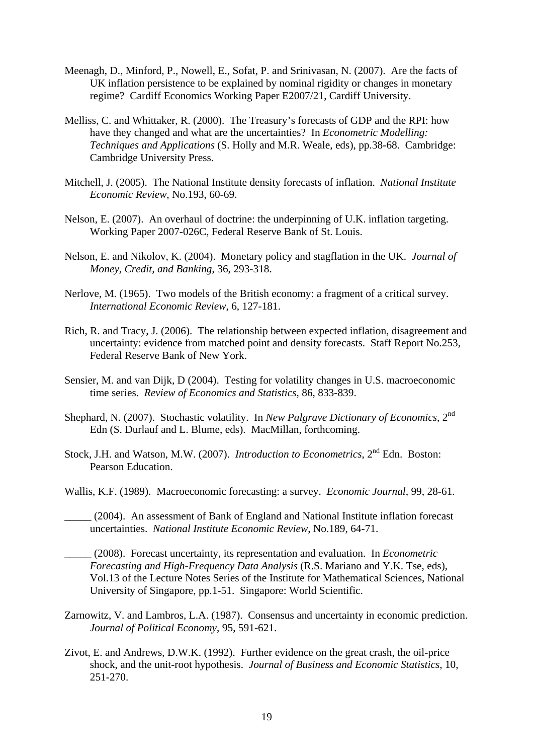Meenagh, D., Minford, P., Nowell, E., Sofat, P. and Srinivasan, N. (2007). Are the facts of UK inflation persistence to be explained by nominal rigidity or changes in monetary regime? Cardiff Economics Working Paper E2007/21, Cardiff University.

Melliss, C. and Whittaker, R. (2000). The Treasury's forecasts of GDP and the RPI: how have they changed and what are the uncertainties? In *Econometric Modelling: Techniques and Applications* (S. Holly and M.R. Weale, eds), pp.38-68. Cambridge: Cambridge University Press.

Mitchell, J. (2005). The National Institute density forecasts of inflation. *National Institute Economic Review*, No.193, 60-69.

Nelson, E. (2007). An overhaul of doctrine: the underpinning of U.K. inflation targeting. Working Paper 2007-026C, Federal Reserve Bank of St. Louis.

Nelson, E. and Nikolov, K. (2004). Monetary policy and stagflation in the UK. *Journal of Money, Credit, and Banking*, 36, 293-318.

Nerlove, M. (1965). Two models of the British economy: a fragment of a critical survey. *International Economic Review*, 6, 127-181.

Rich, R. and Tracy, J. (2006). The relationship between expected inflation, disagreement and uncertainty: evidence from matched point and density forecasts. Staff Report No.253, Federal Reserve Bank of New York.

Sensier, M. and van Dijk, D (2004). Testing for volatility changes in U.S. macroeconomic time series. *Review of Economics and Statistics*, 86, 833-839.

Shephard, N. (2007). Stochastic volatility. In *New Palgrave Dictionary of Economics*, 2nd Edn (S. Durlauf and L. Blume, eds). MacMillan, forthcoming.

Stock, J.H. and Watson, M.W. (2007). *Introduction to Econometrics*, 2nd Edn. Boston: Pearson Education.

Wallis, K.F. (1989). Macroeconomic forecasting: a survey. *Economic Journal*, 99, 28-61.

_____ (2004). An assessment of Bank of England and National Institute inflation forecast uncertainties. *National Institute Economic Review*, No.189, 64-71.

_____ (2008). Forecast uncertainty, its representation and evaluation. In *Econometric Forecasting and High-Frequency Data Analysis* (R.S. Mariano and Y.K. Tse, eds), Vol.13 of the Lecture Notes Series of the Institute for Mathematical Sciences, National University of Singapore, pp.1-51. Singapore: World Scientific.

Zarnowitz, V. and Lambros, L.A. (1987). Consensus and uncertainty in economic prediction. *Journal of Political Economy*, 95, 591-621.

Zivot, E. and Andrews, D.W.K. (1992). Further evidence on the great crash, the oil-price shock, and the unit-root hypothesis. *Journal of Business and Economic Statistics*, 10, 251-270.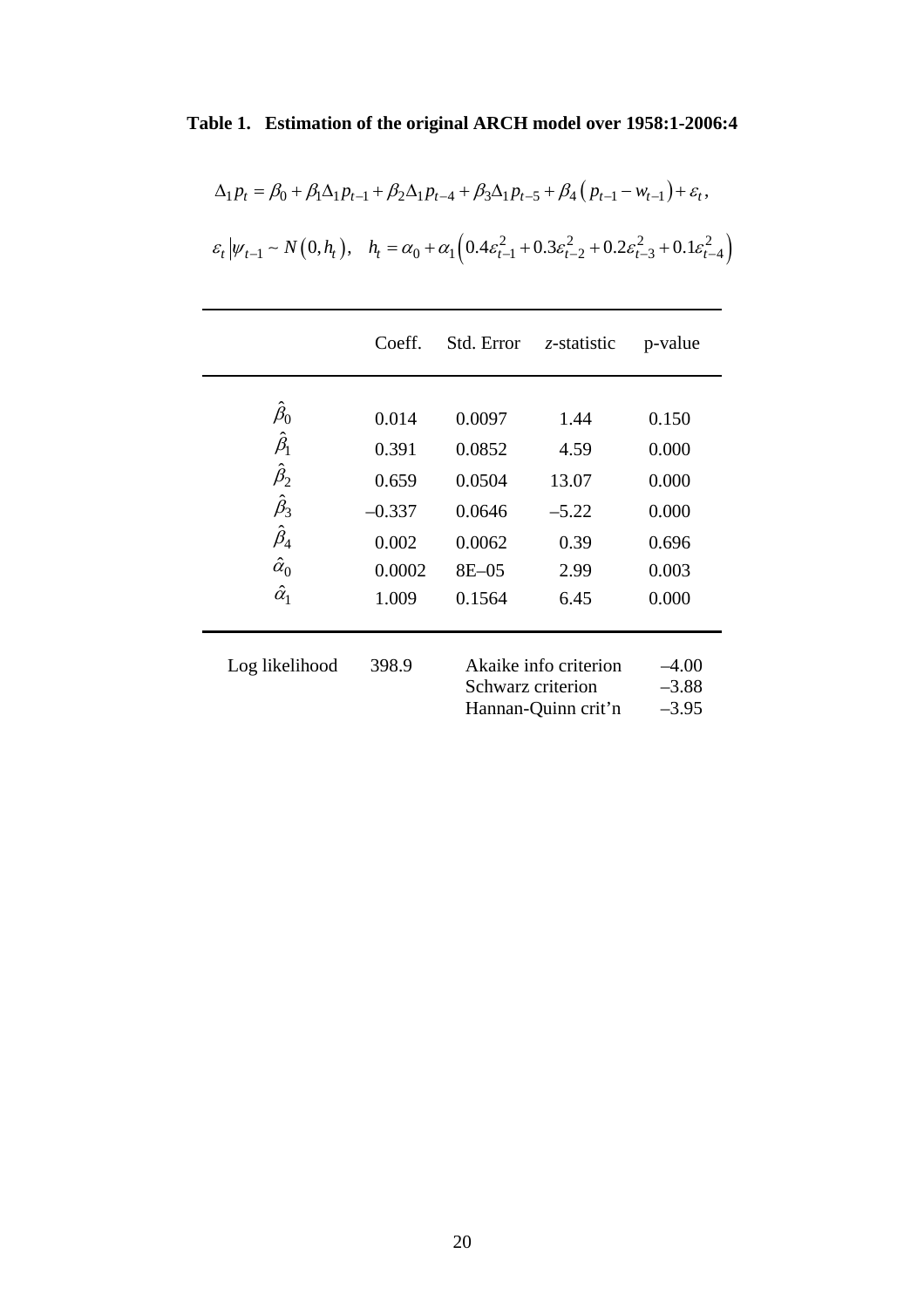**Table 1. Estimation of the original ARCH model over 1958:1-2006:4**

$$\Delta_1 p_t = \beta_0 + \beta_1 \Delta_1 p_{t-1} + \beta_2 \Delta_1 p_{t-4} + \beta_3 \Delta_1 p_{t-5} + \beta_4 \left( p_{t-1} - w_{t-1} \right) + \varepsilon_t,$$

$$\varepsilon_t \left| \psi_{t-1} \sim N\left(0, h_t\right), \quad h_t = \alpha_0 + \alpha_1 \left( 0.4\varepsilon_{t-1}^2 + 0.3\varepsilon_{t-2}^2 + 0.2\varepsilon_{t-3}^2 + 0.1\varepsilon_{t-4}^2 \right)\right.$$

| | Coeff. | Std. Error | *z*-statistic | p-value |
|---|---|---|---|---|
| $\hat{\beta}_0$ | 0.014 | 0.0097 | 1.44 | 0.150 |
| $\hat{\beta}_1$ | 0.391 | 0.0852 | 4.59 | 0.000 |
| $\hat{\beta}_2$ | 0.659 | 0.0504 | 13.07 | 0.000 |
| $\hat{\beta}_3$ | –0.337 | 0.0646 | –5.22 | 0.000 |
| $\hat{\beta}_4$ | 0.002 | 0.0062 | 0.39 | 0.696 |
| $\hat{\alpha}_0$ | 0.0002 | 8E–05 | 2.99 | 0.003 |
| $\hat{\alpha}_1$ | 1.009 | 0.1564 | 6.45 | 0.000 |

| | | | |
|---|---|---|---|
| Log likelihood | 398.9 | Akaike info criterion | –4.00 |
| | | Schwarz criterion | –3.88 |
| | | Hannan-Quinn crit'n | –3.95 |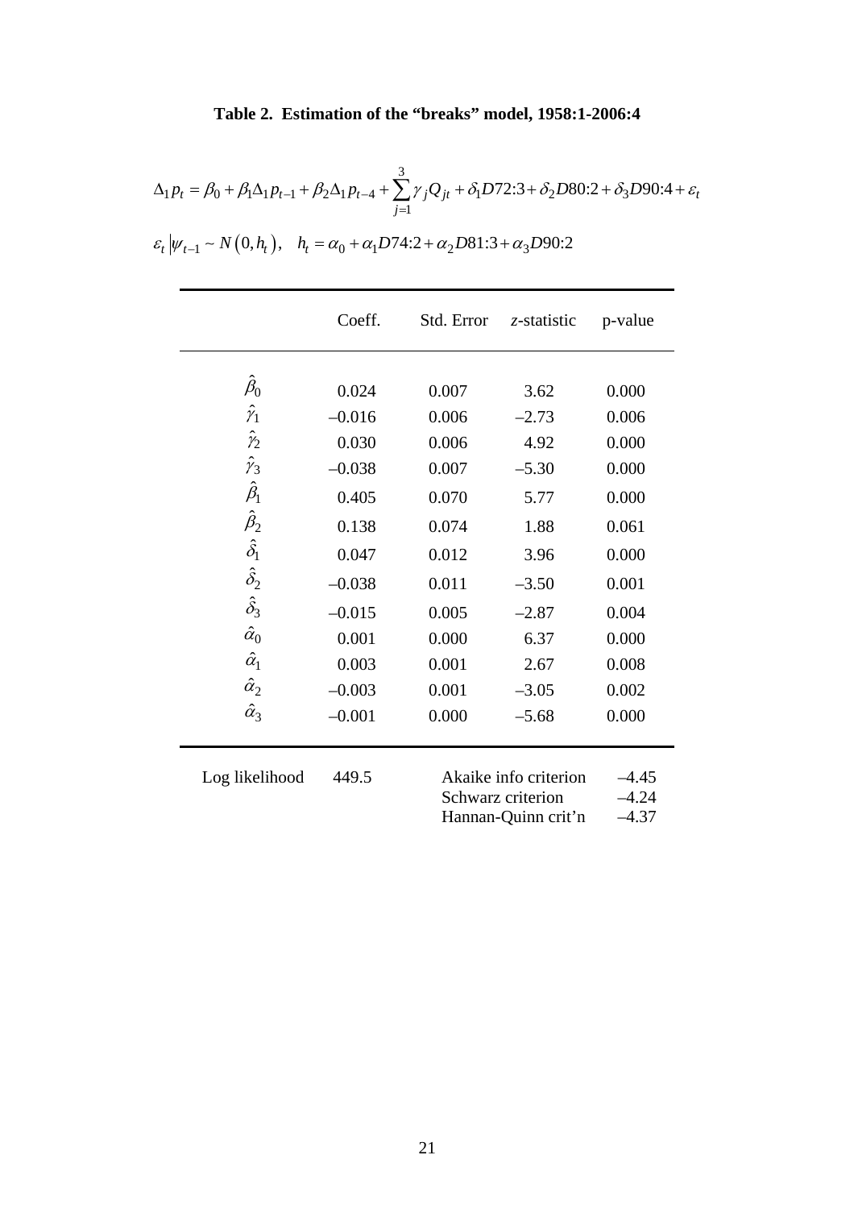**Table 2. Estimation of the "breaks" model, 1958:1-2006:4**

$$\Delta_1 p_t = \beta_0 + \beta_1 \Delta_1 p_{t-1} + \beta_2 \Delta_1 p_{t-4} + \sum_{j=1}^{3} \gamma_j Q_{jt} + \delta_1 D72{:}3 + \delta_2 D80{:}2 + \delta_3 D90{:}4 + \varepsilon_t$$

$$\varepsilon_t \left| \psi_{t-1} \sim N\left(0, h_t\right), \quad h_t = \alpha_0 + \alpha_1 D74{:}2 + \alpha_2 D81{:}3 + \alpha_3 D90{:}2\right.$$

| | Coeff. | Std. Error | *z*-statistic | p-value |
|---|---|---|---|---|
| $\hat{\beta}_0$ | 0.024 | 0.007 | 3.62 | 0.000 |
| $\hat{\gamma}_1$ | –0.016 | 0.006 | –2.73 | 0.006 |
| $\hat{\gamma}_2$ | 0.030 | 0.006 | 4.92 | 0.000 |
| $\hat{\gamma}_3$ | –0.038 | 0.007 | –5.30 | 0.000 |
| $\hat{\beta}_1$ | 0.405 | 0.070 | 5.77 | 0.000 |
| $\hat{\beta}_2$ | 0.138 | 0.074 | 1.88 | 0.061 |
| $\hat{\delta}_1$ | 0.047 | 0.012 | 3.96 | 0.000 |
| $\hat{\delta}_2$ | –0.038 | 0.011 | –3.50 | 0.001 |
| $\hat{\delta}_3$ | –0.015 | 0.005 | –2.87 | 0.004 |
| $\hat{\alpha}_0$ | 0.001 | 0.000 | 6.37 | 0.000 |
| $\hat{\alpha}_1$ | 0.003 | 0.001 | 2.67 | 0.008 |
| $\hat{\alpha}_2$ | –0.003 | 0.001 | –3.05 | 0.002 |
| $\hat{\alpha}_3$ | –0.001 | 0.000 | –5.68 | 0.000 |

| | | | |
|---|---|---|---|
| Log likelihood | 449.5 | Akaike info criterion | –4.45 |
| | | Schwarz criterion | –4.24 |
| | | Hannan-Quinn crit'n | –4.37 |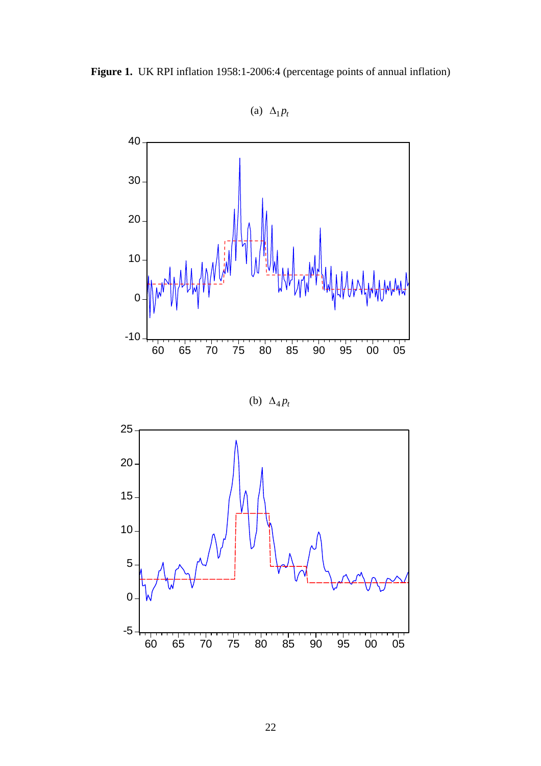**Figure 1.** UK RPI inflation 1958:1-2006:4 (percentage points of annual inflation)

(a) $\Delta_1 p_t$

(b) $\Delta_4 p_t$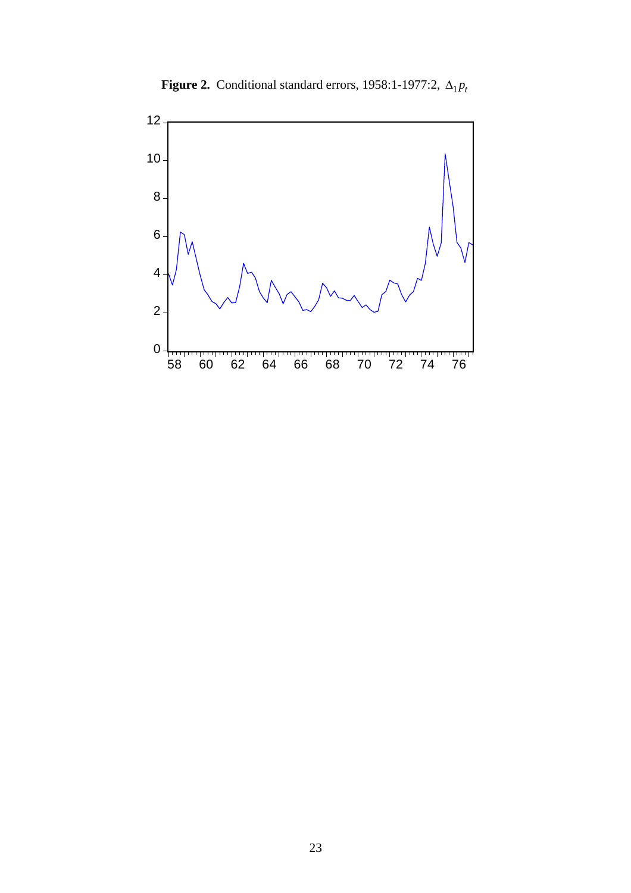**Figure 2.** Conditional standard errors, 1958:1-1977:2, $\Delta_1 p_t$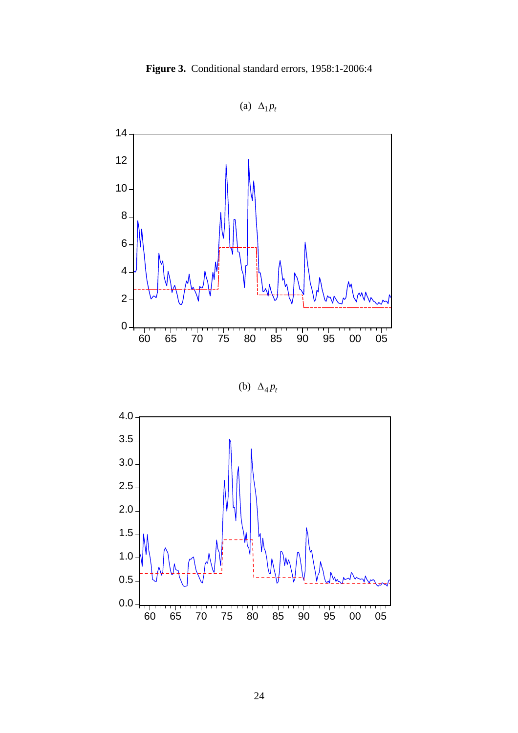**Figure 3.** Conditional standard errors, 1958:1-2006:4

(a) $\Delta_1 p_t$

(b) $\Delta_4 p_t$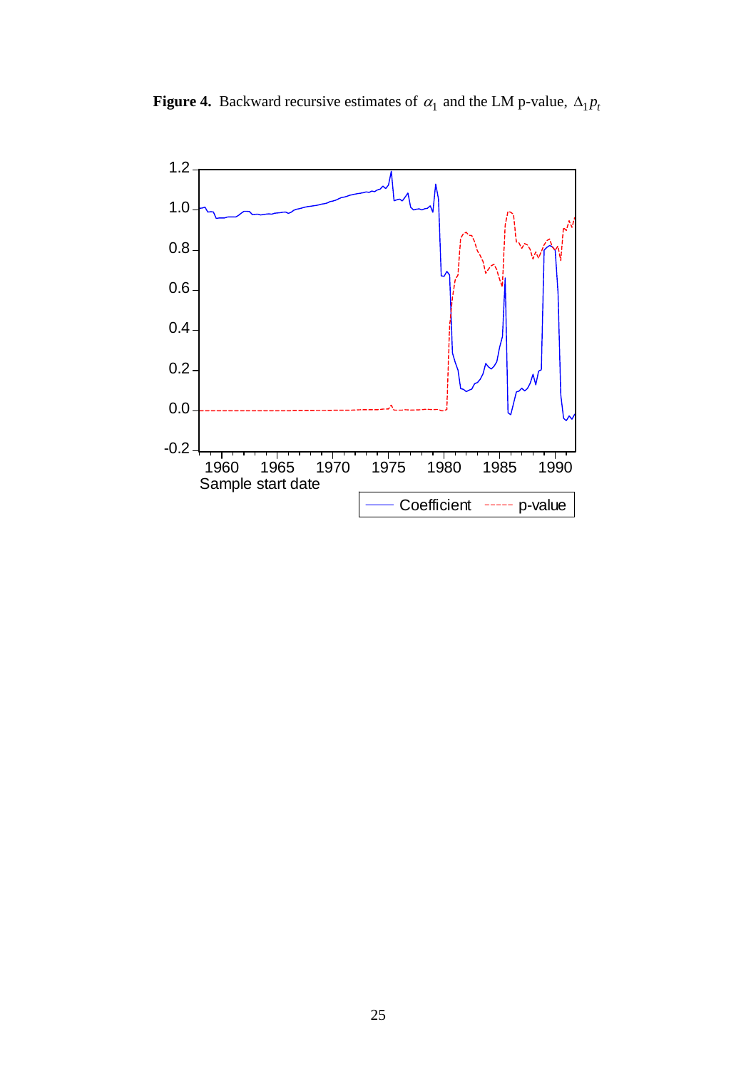**Figure 4.** Backward recursive estimates of $\alpha_1$ and the LM p-value, $\Delta_1 p_t$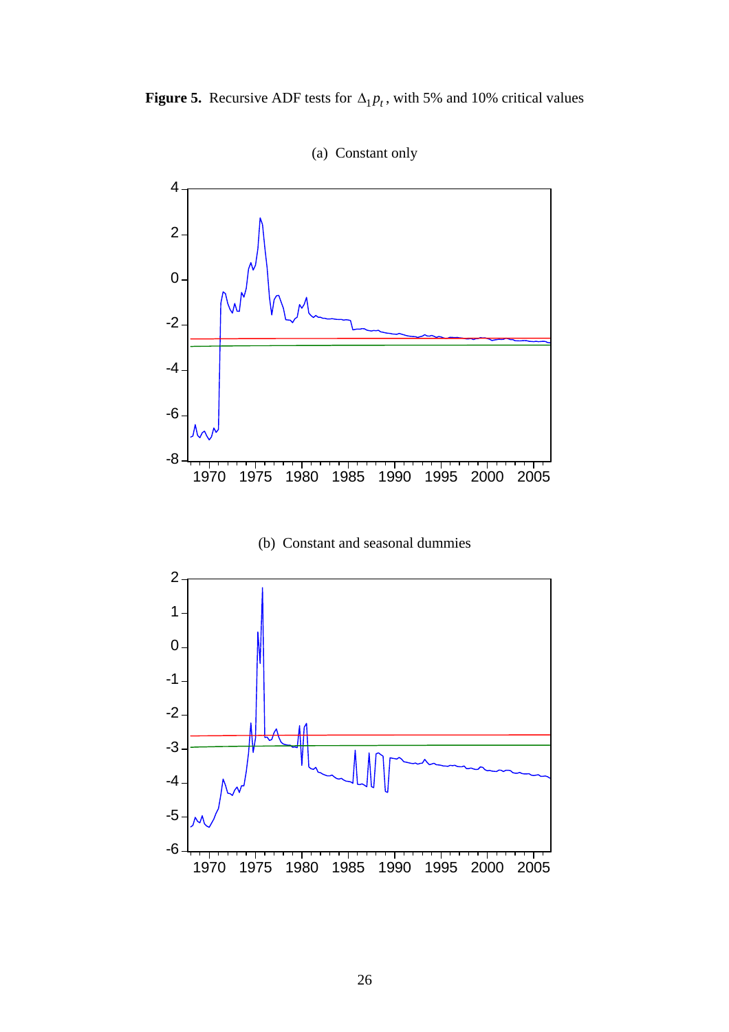**Figure 5.** Recursive ADF tests for $\Delta_1 p_t$, with 5% and 10% critical values

(a) Constant only

(b) Constant and seasonal dummies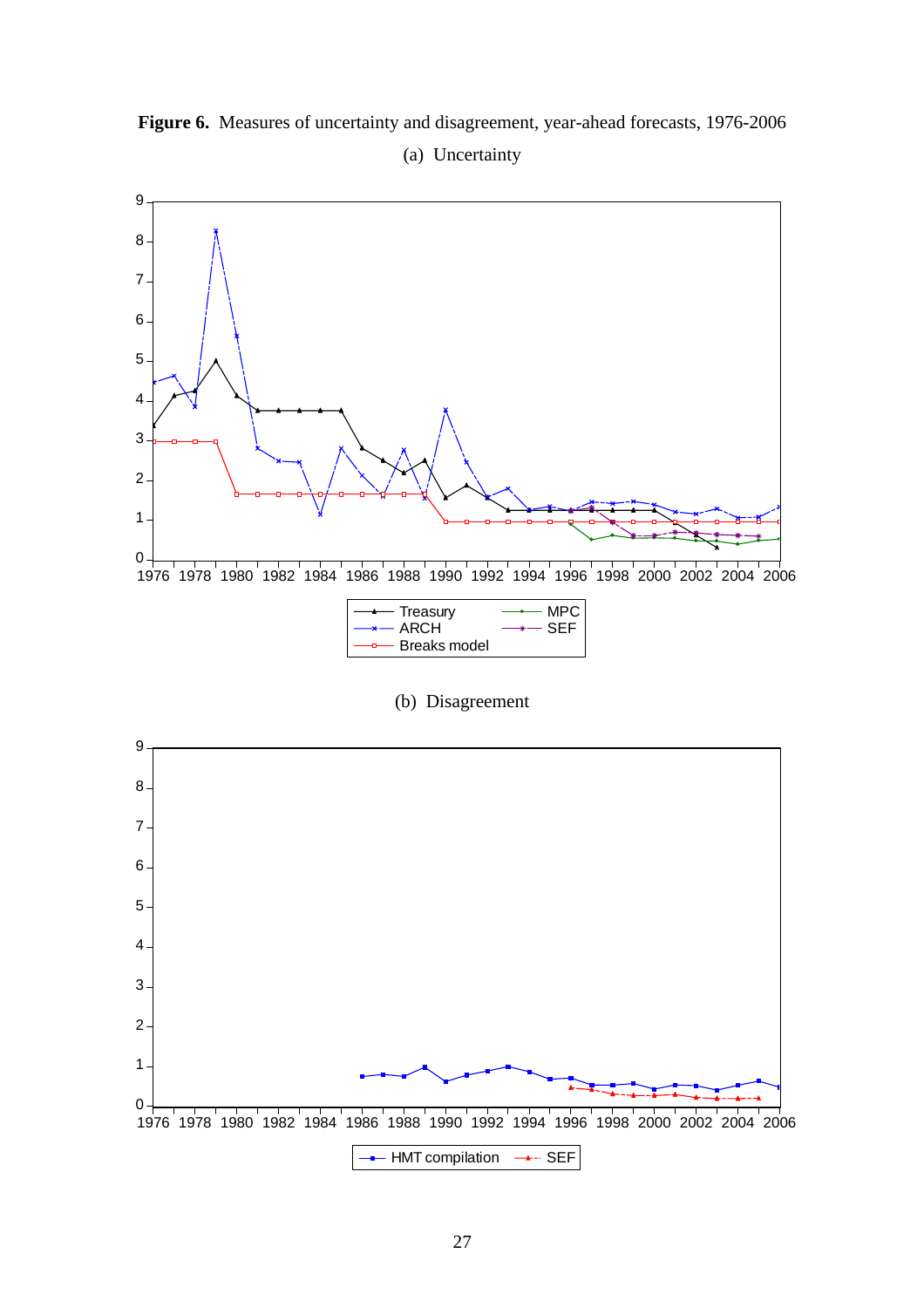**Figure 6.** Measures of uncertainty and disagreement, year-ahead forecasts, 1976-2006

(a) Uncertainty

9
8
7
6
5
4
3
2
1
0

1976 1978 1980 1982 1984 1986 1988 1990 1992 1994 1996 1998 2000 2002 2004 2006

Treasury
ARCH
Breaks model
MPC
SEF

(b) Disagreement

9
8
7
6
5
4
3
2
1
0

1976 1978 1980 1982 1984 1986 1988 1990 1992 1994 1996 1998 2000 2002 2004 2006

HMT compilation
SEF